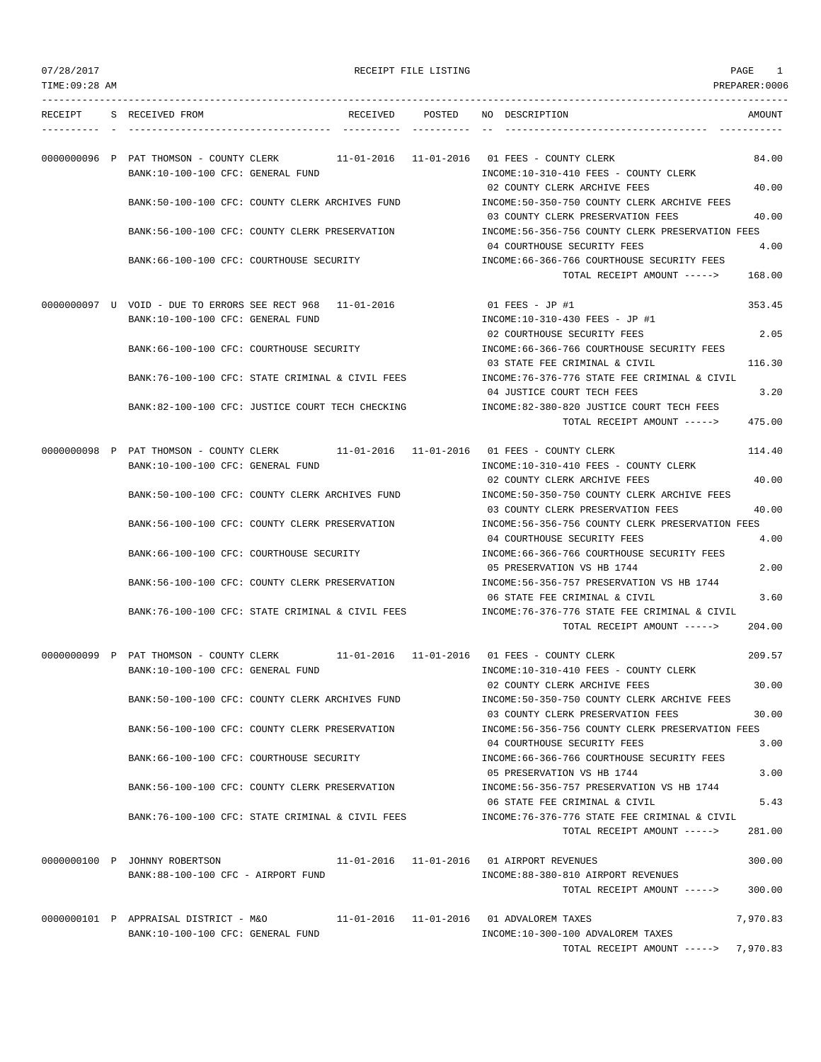# RECEIPT FILE LISTING

07/28/2017
TIME:09:28 AM
PREPARER:0006

| RECEIPT | S | RECEIVED FROM | RECEIVED | POSTED | NO | DESCRIPTION | AMOUNT |
|---|---|---|---|---|---|---|---|
| 0000000096 | P | PAT THOMSON - COUNTY CLERK | 11-01-2016 | 11-01-2016 | 01 | FEES - COUNTY CLERK | 84.00 |
| | | BANK:10-100-100 CFC: GENERAL FUND | | | | INCOME:10-310-410 FEES - COUNTY CLERK | |
| | | | | | 02 | COUNTY CLERK ARCHIVE FEES | 40.00 |
| | | BANK:50-100-100 CFC: COUNTY CLERK ARCHIVES FUND | | | | INCOME:50-350-750 COUNTY CLERK ARCHIVE FEES | |
| | | | | | 03 | COUNTY CLERK PRESERVATION FEES | 40.00 |
| | | BANK:56-100-100 CFC: COUNTY CLERK PRESERVATION | | | | INCOME:56-356-756 COUNTY CLERK PRESERVATION FEES | |
| | | | | | 04 | COURTHOUSE SECURITY FEES | 4.00 |
| | | BANK:66-100-100 CFC: COURTHOUSE SECURITY | | | | INCOME:66-366-766 COURTHOUSE SECURITY FEES | |
| | | | | | | TOTAL RECEIPT AMOUNT -----> | 168.00 |
| 0000000097 | U | VOID - DUE TO ERRORS SEE RECT 968 | 11-01-2016 | | 01 | FEES - JP #1 | 353.45 |
| | | BANK:10-100-100 CFC: GENERAL FUND | | | | INCOME:10-310-430 FEES - JP #1 | |
| | | | | | 02 | COURTHOUSE SECURITY FEES | 2.05 |
| | | BANK:66-100-100 CFC: COURTHOUSE SECURITY | | | | INCOME:66-366-766 COURTHOUSE SECURITY FEES | |
| | | | | | 03 | STATE FEE CRIMINAL & CIVIL | 116.30 |
| | | BANK:76-100-100 CFC: STATE CRIMINAL & CIVIL FEES | | | | INCOME:76-376-776 STATE FEE CRIMINAL & CIVIL | |
| | | | | | 04 | JUSTICE COURT TECH FEES | 3.20 |
| | | BANK:82-100-100 CFC: JUSTICE COURT TECH CHECKING | | | | INCOME:82-380-820 JUSTICE COURT TECH FEES | |
| | | | | | | TOTAL RECEIPT AMOUNT -----> | 475.00 |
| 0000000098 | P | PAT THOMSON - COUNTY CLERK | 11-01-2016 | 11-01-2016 | 01 | FEES - COUNTY CLERK | 114.40 |
| | | BANK:10-100-100 CFC: GENERAL FUND | | | | INCOME:10-310-410 FEES - COUNTY CLERK | |
| | | | | | 02 | COUNTY CLERK ARCHIVE FEES | 40.00 |
| | | BANK:50-100-100 CFC: COUNTY CLERK ARCHIVES FUND | | | | INCOME:50-350-750 COUNTY CLERK ARCHIVE FEES | |
| | | | | | 03 | COUNTY CLERK PRESERVATION FEES | 40.00 |
| | | BANK:56-100-100 CFC: COUNTY CLERK PRESERVATION | | | | INCOME:56-356-756 COUNTY CLERK PRESERVATION FEES | |
| | | | | | 04 | COURTHOUSE SECURITY FEES | 4.00 |
| | | BANK:66-100-100 CFC: COURTHOUSE SECURITY | | | | INCOME:66-366-766 COURTHOUSE SECURITY FEES | |
| | | | | | 05 | PRESERVATION VS HB 1744 | 2.00 |
| | | BANK:56-100-100 CFC: COUNTY CLERK PRESERVATION | | | | INCOME:56-356-757 PRESERVATION VS HB 1744 | |
| | | | | | 06 | STATE FEE CRIMINAL & CIVIL | 3.60 |
| | | BANK:76-100-100 CFC: STATE CRIMINAL & CIVIL FEES | | | | INCOME:76-376-776 STATE FEE CRIMINAL & CIVIL | |
| | | | | | | TOTAL RECEIPT AMOUNT -----> | 204.00 |
| 0000000099 | P | PAT THOMSON - COUNTY CLERK | 11-01-2016 | 11-01-2016 | 01 | FEES - COUNTY CLERK | 209.57 |
| | | BANK:10-100-100 CFC: GENERAL FUND | | | | INCOME:10-310-410 FEES - COUNTY CLERK | |
| | | | | | 02 | COUNTY CLERK ARCHIVE FEES | 30.00 |
| | | BANK:50-100-100 CFC: COUNTY CLERK ARCHIVES FUND | | | | INCOME:50-350-750 COUNTY CLERK ARCHIVE FEES | |
| | | | | | 03 | COUNTY CLERK PRESERVATION FEES | 30.00 |
| | | BANK:56-100-100 CFC: COUNTY CLERK PRESERVATION | | | | INCOME:56-356-756 COUNTY CLERK PRESERVATION FEES | |
| | | | | | 04 | COURTHOUSE SECURITY FEES | 3.00 |
| | | BANK:66-100-100 CFC: COURTHOUSE SECURITY | | | | INCOME:66-366-766 COURTHOUSE SECURITY FEES | |
| | | | | | 05 | PRESERVATION VS HB 1744 | 3.00 |
| | | BANK:56-100-100 CFC: COUNTY CLERK PRESERVATION | | | | INCOME:56-356-757 PRESERVATION VS HB 1744 | |
| | | | | | 06 | STATE FEE CRIMINAL & CIVIL | 5.43 |
| | | BANK:76-100-100 CFC: STATE CRIMINAL & CIVIL FEES | | | | INCOME:76-376-776 STATE FEE CRIMINAL & CIVIL | |
| | | | | | | TOTAL RECEIPT AMOUNT -----> | 281.00 |
| 0000000100 | P | JOHNNY ROBERTSON | 11-01-2016 | 11-01-2016 | 01 | AIRPORT REVENUES | 300.00 |
| | | BANK:88-100-100 CFC - AIRPORT FUND | | | | INCOME:88-380-810 AIRPORT REVENUES | |
| | | | | | | TOTAL RECEIPT AMOUNT -----> | 300.00 |
| 0000000101 | P | APPRAISAL DISTRICT - M&O | 11-01-2016 | 11-01-2016 | 01 | ADVALOREM TAXES | 7,970.83 |
| | | BANK:10-100-100 CFC: GENERAL FUND | | | | INCOME:10-300-100 ADVALOREM TAXES | |
| | | | | | | TOTAL RECEIPT AMOUNT -----> | 7,970.83 |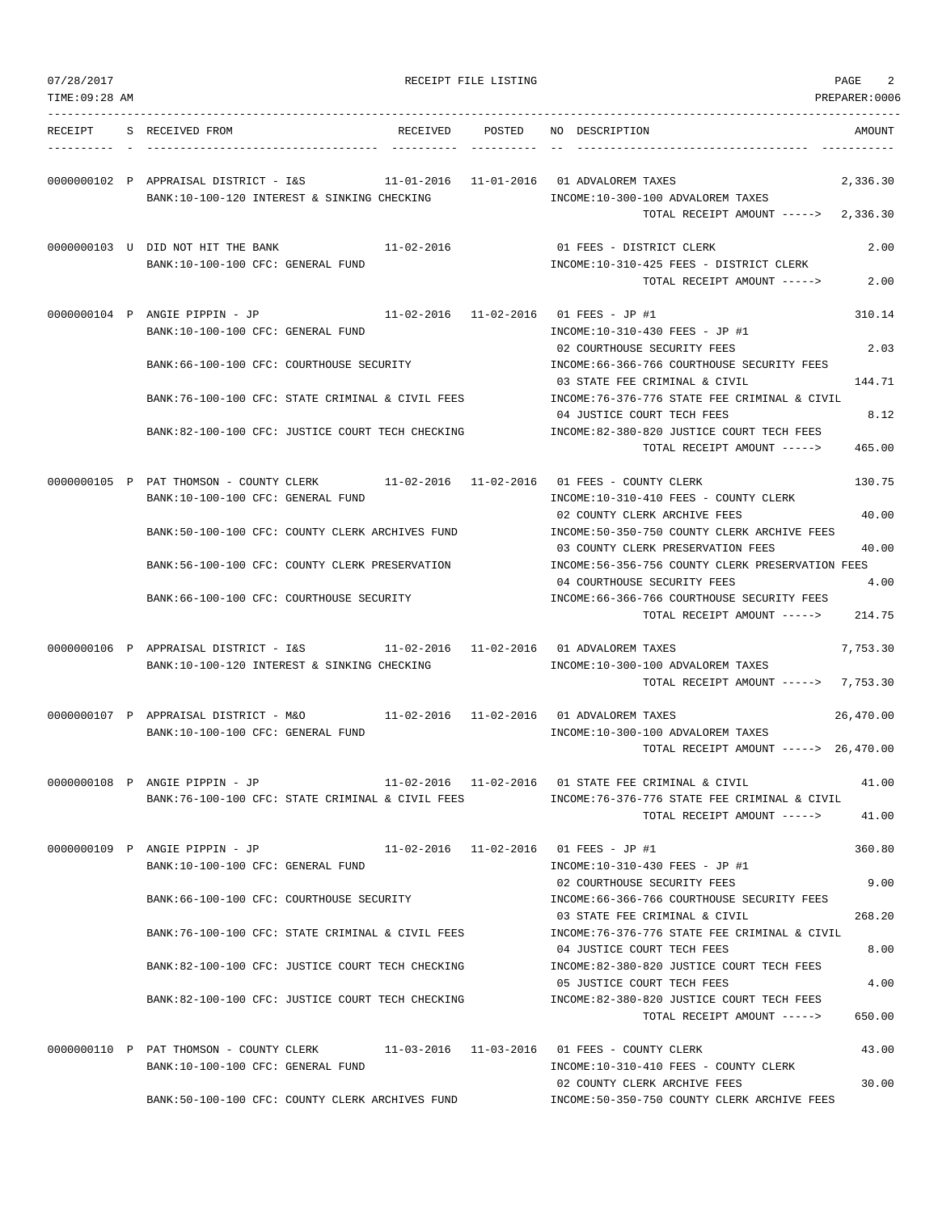# RECEIPT FILE LISTING

07/28/2017
TIME:09:28 AM
PREPARER:0006

| RECEIPT | S | RECEIVED FROM | RECEIVED | POSTED | NO | DESCRIPTION | AMOUNT |
|---|---|---|---|---|---|---|---|
| 0000000102 | P | APPRAISAL DISTRICT - I&S | 11-01-2016 | 11-01-2016 | 01 | ADVALOREM TAXES | 2,336.30 |
| | | BANK:10-100-120 INTEREST & SINKING CHECKING | | | | INCOME:10-300-100 ADVALOREM TAXES | |
| | | | | | | TOTAL RECEIPT AMOUNT -----> | 2,336.30 |
| 0000000103 | U | DID NOT HIT THE BANK | 11-02-2016 | | 01 | FEES - DISTRICT CLERK | 2.00 |
| | | BANK:10-100-100 CFC: GENERAL FUND | | | | INCOME:10-310-425 FEES - DISTRICT CLERK | |
| | | | | | | TOTAL RECEIPT AMOUNT -----> | 2.00 |
| 0000000104 | P | ANGIE PIPPIN - JP | 11-02-2016 | 11-02-2016 | 01 | FEES - JP #1 | 310.14 |
| | | BANK:10-100-100 CFC: GENERAL FUND | | | | INCOME:10-310-430 FEES - JP #1 | |
| | | | | | 02 | COURTHOUSE SECURITY FEES | 2.03 |
| | | BANK:66-100-100 CFC: COURTHOUSE SECURITY | | | | INCOME:66-366-766 COURTHOUSE SECURITY FEES | |
| | | | | | 03 | STATE FEE CRIMINAL & CIVIL | 144.71 |
| | | BANK:76-100-100 CFC: STATE CRIMINAL & CIVIL FEES | | | | INCOME:76-376-776 STATE FEE CRIMINAL & CIVIL | |
| | | | | | 04 | JUSTICE COURT TECH FEES | 8.12 |
| | | BANK:82-100-100 CFC: JUSTICE COURT TECH CHECKING | | | | INCOME:82-380-820 JUSTICE COURT TECH FEES | |
| | | | | | | TOTAL RECEIPT AMOUNT -----> | 465.00 |
| 0000000105 | P | PAT THOMSON - COUNTY CLERK | 11-02-2016 | 11-02-2016 | 01 | FEES - COUNTY CLERK | 130.75 |
| | | BANK:10-100-100 CFC: GENERAL FUND | | | | INCOME:10-310-410 FEES - COUNTY CLERK | |
| | | | | | 02 | COUNTY CLERK ARCHIVE FEES | 40.00 |
| | | BANK:50-100-100 CFC: COUNTY CLERK ARCHIVES FUND | | | | INCOME:50-350-750 COUNTY CLERK ARCHIVE FEES | |
| | | | | | 03 | COUNTY CLERK PRESERVATION FEES | 40.00 |
| | | BANK:56-100-100 CFC: COUNTY CLERK PRESERVATION | | | | INCOME:56-356-756 COUNTY CLERK PRESERVATION FEES | |
| | | | | | 04 | COURTHOUSE SECURITY FEES | 4.00 |
| | | BANK:66-100-100 CFC: COURTHOUSE SECURITY | | | | INCOME:66-366-766 COURTHOUSE SECURITY FEES | |
| | | | | | | TOTAL RECEIPT AMOUNT -----> | 214.75 |
| 0000000106 | P | APPRAISAL DISTRICT - I&S | 11-02-2016 | 11-02-2016 | 01 | ADVALOREM TAXES | 7,753.30 |
| | | BANK:10-100-120 INTEREST & SINKING CHECKING | | | | INCOME:10-300-100 ADVALOREM TAXES | |
| | | | | | | TOTAL RECEIPT AMOUNT -----> | 7,753.30 |
| 0000000107 | P | APPRAISAL DISTRICT - M&O | 11-02-2016 | 11-02-2016 | 01 | ADVALOREM TAXES | 26,470.00 |
| | | BANK:10-100-100 CFC: GENERAL FUND | | | | INCOME:10-300-100 ADVALOREM TAXES | |
| | | | | | | TOTAL RECEIPT AMOUNT -----> | 26,470.00 |
| 0000000108 | P | ANGIE PIPPIN - JP | 11-02-2016 | 11-02-2016 | 01 | STATE FEE CRIMINAL & CIVIL | 41.00 |
| | | BANK:76-100-100 CFC: STATE CRIMINAL & CIVIL FEES | | | | INCOME:76-376-776 STATE FEE CRIMINAL & CIVIL | |
| | | | | | | TOTAL RECEIPT AMOUNT -----> | 41.00 |
| 0000000109 | P | ANGIE PIPPIN - JP | 11-02-2016 | 11-02-2016 | 01 | FEES - JP #1 | 360.80 |
| | | BANK:10-100-100 CFC: GENERAL FUND | | | | INCOME:10-310-430 FEES - JP #1 | |
| | | | | | 02 | COURTHOUSE SECURITY FEES | 9.00 |
| | | BANK:66-100-100 CFC: COURTHOUSE SECURITY | | | | INCOME:66-366-766 COURTHOUSE SECURITY FEES | |
| | | | | | 03 | STATE FEE CRIMINAL & CIVIL | 268.20 |
| | | BANK:76-100-100 CFC: STATE CRIMINAL & CIVIL FEES | | | | INCOME:76-376-776 STATE FEE CRIMINAL & CIVIL | |
| | | | | | 04 | JUSTICE COURT TECH FEES | 8.00 |
| | | BANK:82-100-100 CFC: JUSTICE COURT TECH CHECKING | | | | INCOME:82-380-820 JUSTICE COURT TECH FEES | |
| | | | | | 05 | JUSTICE COURT TECH FEES | 4.00 |
| | | BANK:82-100-100 CFC: JUSTICE COURT TECH CHECKING | | | | INCOME:82-380-820 JUSTICE COURT TECH FEES | |
| | | | | | | TOTAL RECEIPT AMOUNT -----> | 650.00 |
| 0000000110 | P | PAT THOMSON - COUNTY CLERK | 11-03-2016 | 11-03-2016 | 01 | FEES - COUNTY CLERK | 43.00 |
| | | BANK:10-100-100 CFC: GENERAL FUND | | | | INCOME:10-310-410 FEES - COUNTY CLERK | |
| | | | | | 02 | COUNTY CLERK ARCHIVE FEES | 30.00 |
| | | BANK:50-100-100 CFC: COUNTY CLERK ARCHIVES FUND | | | | INCOME:50-350-750 COUNTY CLERK ARCHIVE FEES | |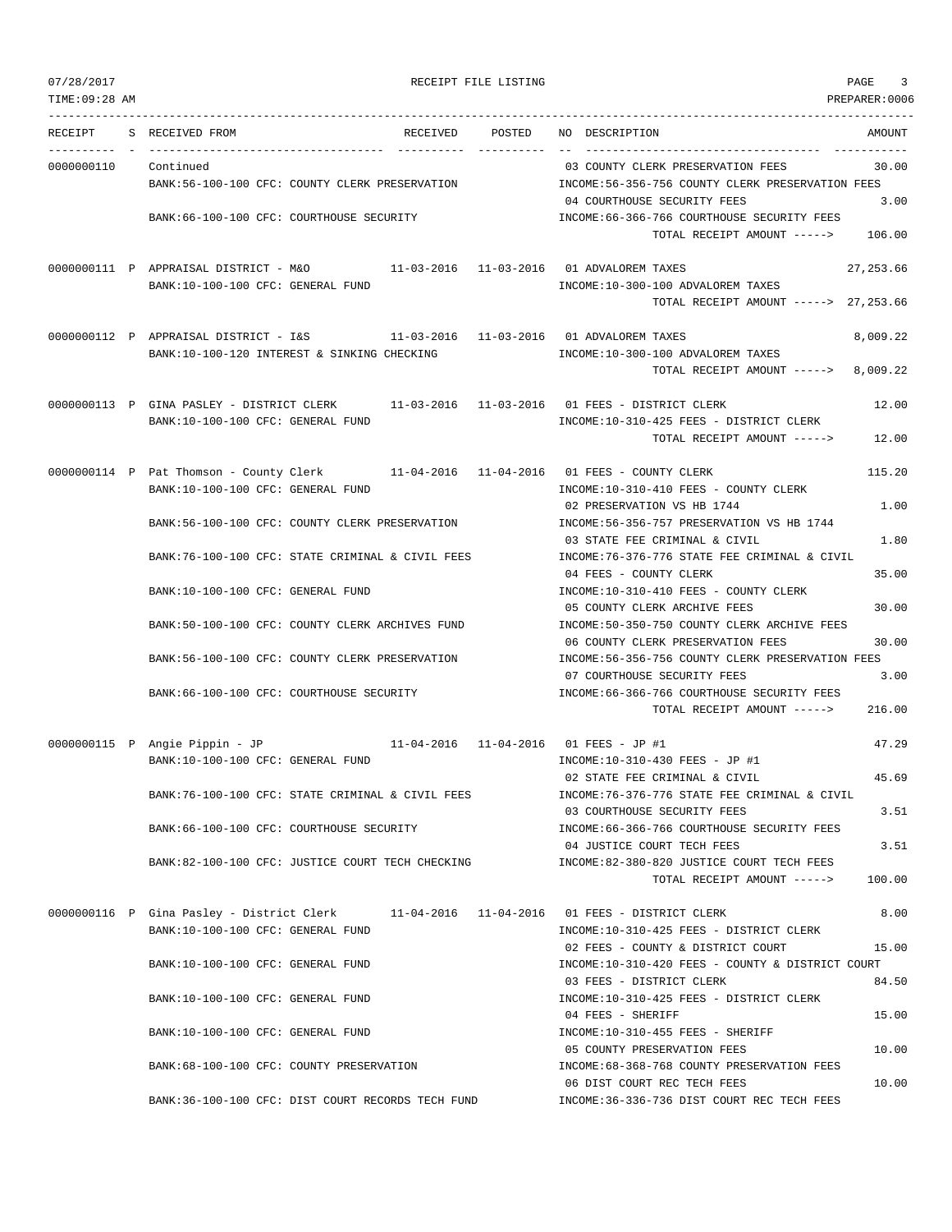| RECEIPT | S | RECEIVED FROM | RECEIVED | POSTED | NO | DESCRIPTION | AMOUNT |
|---|---|---|---|---|---|---|---|
| 0000000110 | | Continued | | | 03 | COUNTY CLERK PRESERVATION FEES | 30.00 |
| | | BANK:56-100-100 CFC: COUNTY CLERK PRESERVATION | | | | INCOME:56-356-756 COUNTY CLERK PRESERVATION FEES | |
| | | | | | 04 | COURTHOUSE SECURITY FEES | 3.00 |
| | | BANK:66-100-100 CFC: COURTHOUSE SECURITY | | | | INCOME:66-366-766 COURTHOUSE SECURITY FEES | |
| | | | | | | TOTAL RECEIPT AMOUNT -----> | 106.00 |
| 0000000111 | P | APPRAISAL DISTRICT - M&O | 11-03-2016 | 11-03-2016 | 01 | ADVALOREM TAXES | 27,253.66 |
| | | BANK:10-100-100 CFC: GENERAL FUND | | | | INCOME:10-300-100 ADVALOREM TAXES | |
| | | | | | | TOTAL RECEIPT AMOUNT -----> | 27,253.66 |
| 0000000112 | P | APPRAISAL DISTRICT - I&S | 11-03-2016 | 11-03-2016 | 01 | ADVALOREM TAXES | 8,009.22 |
| | | BANK:10-100-120 INTEREST & SINKING CHECKING | | | | INCOME:10-300-100 ADVALOREM TAXES | |
| | | | | | | TOTAL RECEIPT AMOUNT -----> | 8,009.22 |
| 0000000113 | P | GINA PASLEY - DISTRICT CLERK | 11-03-2016 | 11-03-2016 | 01 | FEES - DISTRICT CLERK | 12.00 |
| | | BANK:10-100-100 CFC: GENERAL FUND | | | | INCOME:10-310-425 FEES - DISTRICT CLERK | |
| | | | | | | TOTAL RECEIPT AMOUNT -----> | 12.00 |
| 0000000114 | P | Pat Thomson - County Clerk | 11-04-2016 | 11-04-2016 | 01 | FEES - COUNTY CLERK | 115.20 |
| | | BANK:10-100-100 CFC: GENERAL FUND | | | | INCOME:10-310-410 FEES - COUNTY CLERK | |
| | | | | | 02 | PRESERVATION VS HB 1744 | 1.00 |
| | | BANK:56-100-100 CFC: COUNTY CLERK PRESERVATION | | | | INCOME:56-356-757 PRESERVATION VS HB 1744 | |
| | | | | | 03 | STATE FEE CRIMINAL & CIVIL | 1.80 |
| | | BANK:76-100-100 CFC: STATE CRIMINAL & CIVIL FEES | | | | INCOME:76-376-776 STATE FEE CRIMINAL & CIVIL | |
| | | | | | 04 | FEES - COUNTY CLERK | 35.00 |
| | | BANK:10-100-100 CFC: GENERAL FUND | | | | INCOME:10-310-410 FEES - COUNTY CLERK | |
| | | | | | 05 | COUNTY CLERK ARCHIVE FEES | 30.00 |
| | | BANK:50-100-100 CFC: COUNTY CLERK ARCHIVES FUND | | | | INCOME:50-350-750 COUNTY CLERK ARCHIVE FEES | |
| | | | | | 06 | COUNTY CLERK PRESERVATION FEES | 30.00 |
| | | BANK:56-100-100 CFC: COUNTY CLERK PRESERVATION | | | | INCOME:56-356-756 COUNTY CLERK PRESERVATION FEES | |
| | | | | | 07 | COURTHOUSE SECURITY FEES | 3.00 |
| | | BANK:66-100-100 CFC: COURTHOUSE SECURITY | | | | INCOME:66-366-766 COURTHOUSE SECURITY FEES | |
| | | | | | | TOTAL RECEIPT AMOUNT -----> | 216.00 |
| 0000000115 | P | Angie Pippin - JP | 11-04-2016 | 11-04-2016 | 01 | FEES - JP #1 | 47.29 |
| | | BANK:10-100-100 CFC: GENERAL FUND | | | | INCOME:10-310-430 FEES - JP #1 | |
| | | | | | 02 | STATE FEE CRIMINAL & CIVIL | 45.69 |
| | | BANK:76-100-100 CFC: STATE CRIMINAL & CIVIL FEES | | | | INCOME:76-376-776 STATE FEE CRIMINAL & CIVIL | |
| | | | | | 03 | COURTHOUSE SECURITY FEES | 3.51 |
| | | BANK:66-100-100 CFC: COURTHOUSE SECURITY | | | | INCOME:66-366-766 COURTHOUSE SECURITY FEES | |
| | | | | | 04 | JUSTICE COURT TECH FEES | 3.51 |
| | | BANK:82-100-100 CFC: JUSTICE COURT TECH CHECKING | | | | INCOME:82-380-820 JUSTICE COURT TECH FEES | |
| | | | | | | TOTAL RECEIPT AMOUNT -----> | 100.00 |
| 0000000116 | P | Gina Pasley - District Clerk | 11-04-2016 | 11-04-2016 | 01 | FEES - DISTRICT CLERK | 8.00 |
| | | BANK:10-100-100 CFC: GENERAL FUND | | | | INCOME:10-310-425 FEES - DISTRICT CLERK | |
| | | | | | 02 | FEES - COUNTY & DISTRICT COURT | 15.00 |
| | | BANK:10-100-100 CFC: GENERAL FUND | | | | INCOME:10-310-420 FEES - COUNTY & DISTRICT COURT | |
| | | | | | 03 | FEES - DISTRICT CLERK | 84.50 |
| | | BANK:10-100-100 CFC: GENERAL FUND | | | | INCOME:10-310-425 FEES - DISTRICT CLERK | |
| | | | | | 04 | FEES - SHERIFF | 15.00 |
| | | BANK:10-100-100 CFC: GENERAL FUND | | | | INCOME:10-310-455 FEES - SHERIFF | |
| | | | | | 05 | COUNTY PRESERVATION FEES | 10.00 |
| | | BANK:68-100-100 CFC: COUNTY PRESERVATION | | | | INCOME:68-368-768 COUNTY PRESERVATION FEES | |
| | | | | | 06 | DIST COURT REC TECH FEES | 10.00 |
| | | BANK:36-100-100 CFC: DIST COURT RECORDS TECH FUND | | | | INCOME:36-336-736 DIST COURT REC TECH FEES | |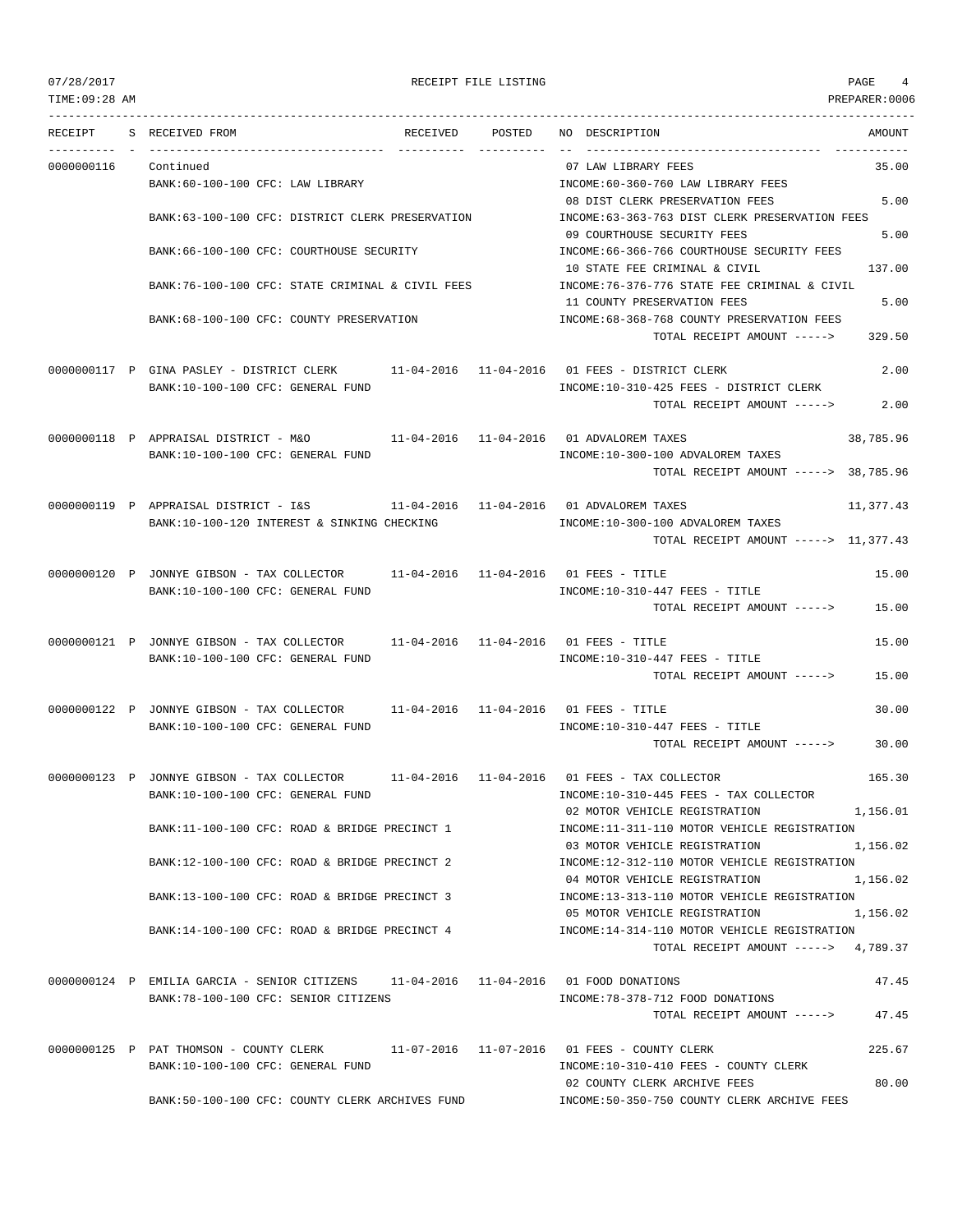07/28/2017 RECEIPT FILE LISTING
TIME:09:28 AM PREPARER:0006

| RECEIPT | S | RECEIVED FROM | RECEIVED | POSTED | NO DESCRIPTION | AMOUNT |
|---|---|---|---|---|---|---|
| 0000000116 | | Continued | | | 07 LAW LIBRARY FEES | 35.00 |
| | | BANK:60-100-100 CFC: LAW LIBRARY | | | INCOME:60-360-760 LAW LIBRARY FEES | |
| | | | | | 08 DIST CLERK PRESERVATION FEES | 5.00 |
| | | BANK:63-100-100 CFC: DISTRICT CLERK PRESERVATION | | | INCOME:63-363-763 DIST CLERK PRESERVATION FEES | |
| | | | | | 09 COURTHOUSE SECURITY FEES | 5.00 |
| | | BANK:66-100-100 CFC: COURTHOUSE SECURITY | | | INCOME:66-366-766 COURTHOUSE SECURITY FEES | |
| | | | | | 10 STATE FEE CRIMINAL & CIVIL | 137.00 |
| | | BANK:76-100-100 CFC: STATE CRIMINAL & CIVIL FEES | | | INCOME:76-376-776 STATE FEE CRIMINAL & CIVIL | |
| | | | | | 11 COUNTY PRESERVATION FEES | 5.00 |
| | | BANK:68-100-100 CFC: COUNTY PRESERVATION | | | INCOME:68-368-768 COUNTY PRESERVATION FEES | |
| | | | | | TOTAL RECEIPT AMOUNT -----> | 329.50 |
| 0000000117 | P | GINA PASLEY - DISTRICT CLERK | 11-04-2016 | 11-04-2016 | 01 FEES - DISTRICT CLERK | 2.00 |
| | | BANK:10-100-100 CFC: GENERAL FUND | | | INCOME:10-310-425 FEES - DISTRICT CLERK | |
| | | | | | TOTAL RECEIPT AMOUNT -----> | 2.00 |
| 0000000118 | P | APPRAISAL DISTRICT - M&O | 11-04-2016 | 11-04-2016 | 01 ADVALOREM TAXES | 38,785.96 |
| | | BANK:10-100-100 CFC: GENERAL FUND | | | INCOME:10-300-100 ADVALOREM TAXES | |
| | | | | | TOTAL RECEIPT AMOUNT -----> | 38,785.96 |
| 0000000119 | P | APPRAISAL DISTRICT - I&S | 11-04-2016 | 11-04-2016 | 01 ADVALOREM TAXES | 11,377.43 |
| | | BANK:10-100-120 INTEREST & SINKING CHECKING | | | INCOME:10-300-100 ADVALOREM TAXES | |
| | | | | | TOTAL RECEIPT AMOUNT -----> | 11,377.43 |
| 0000000120 | P | JONNYE GIBSON - TAX COLLECTOR | 11-04-2016 | 11-04-2016 | 01 FEES - TITLE | 15.00 |
| | | BANK:10-100-100 CFC: GENERAL FUND | | | INCOME:10-310-447 FEES - TITLE | |
| | | | | | TOTAL RECEIPT AMOUNT -----> | 15.00 |
| 0000000121 | P | JONNYE GIBSON - TAX COLLECTOR | 11-04-2016 | 11-04-2016 | 01 FEES - TITLE | 15.00 |
| | | BANK:10-100-100 CFC: GENERAL FUND | | | INCOME:10-310-447 FEES - TITLE | |
| | | | | | TOTAL RECEIPT AMOUNT -----> | 15.00 |
| 0000000122 | P | JONNYE GIBSON - TAX COLLECTOR | 11-04-2016 | 11-04-2016 | 01 FEES - TITLE | 30.00 |
| | | BANK:10-100-100 CFC: GENERAL FUND | | | INCOME:10-310-447 FEES - TITLE | |
| | | | | | TOTAL RECEIPT AMOUNT -----> | 30.00 |
| 0000000123 | P | JONNYE GIBSON - TAX COLLECTOR | 11-04-2016 | 11-04-2016 | 01 FEES - TAX COLLECTOR | 165.30 |
| | | BANK:10-100-100 CFC: GENERAL FUND | | | INCOME:10-310-445 FEES - TAX COLLECTOR | |
| | | | | | 02 MOTOR VEHICLE REGISTRATION | 1,156.01 |
| | | BANK:11-100-100 CFC: ROAD & BRIDGE PRECINCT 1 | | | INCOME:11-311-110 MOTOR VEHICLE REGISTRATION | |
| | | | | | 03 MOTOR VEHICLE REGISTRATION | 1,156.02 |
| | | BANK:12-100-100 CFC: ROAD & BRIDGE PRECINCT 2 | | | INCOME:12-312-110 MOTOR VEHICLE REGISTRATION | |
| | | | | | 04 MOTOR VEHICLE REGISTRATION | 1,156.02 |
| | | BANK:13-100-100 CFC: ROAD & BRIDGE PRECINCT 3 | | | INCOME:13-313-110 MOTOR VEHICLE REGISTRATION | |
| | | | | | 05 MOTOR VEHICLE REGISTRATION | 1,156.02 |
| | | BANK:14-100-100 CFC: ROAD & BRIDGE PRECINCT 4 | | | INCOME:14-314-110 MOTOR VEHICLE REGISTRATION | |
| | | | | | TOTAL RECEIPT AMOUNT -----> | 4,789.37 |
| 0000000124 | P | EMILIA GARCIA - SENIOR CITIZENS | 11-04-2016 | 11-04-2016 | 01 FOOD DONATIONS | 47.45 |
| | | BANK:78-100-100 CFC: SENIOR CITIZENS | | | INCOME:78-378-712 FOOD DONATIONS | |
| | | | | | TOTAL RECEIPT AMOUNT -----> | 47.45 |
| 0000000125 | P | PAT THOMSON - COUNTY CLERK | 11-07-2016 | 11-07-2016 | 01 FEES - COUNTY CLERK | 225.67 |
| | | BANK:10-100-100 CFC: GENERAL FUND | | | INCOME:10-310-410 FEES - COUNTY CLERK | |
| | | | | | 02 COUNTY CLERK ARCHIVE FEES | 80.00 |
| | | BANK:50-100-100 CFC: COUNTY CLERK ARCHIVES FUND | | | INCOME:50-350-750 COUNTY CLERK ARCHIVE FEES | |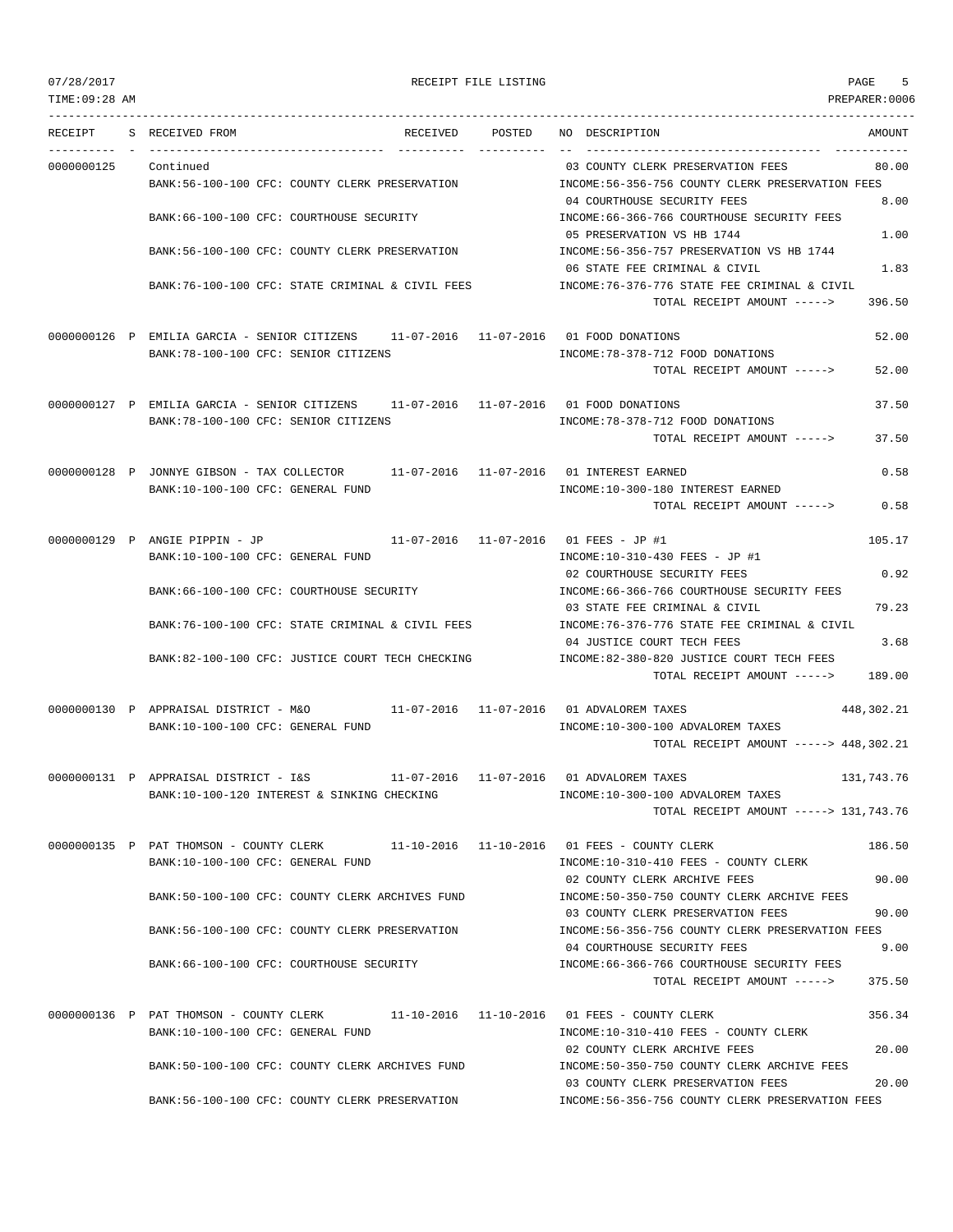RECEIPT FILE LISTING

| RECEIPT | S | RECEIVED FROM | RECEIVED | POSTED | NO | DESCRIPTION | AMOUNT |
|---|---|---|---|---|---|---|---|
| 0000000125 | | Continued | | | 03 | COUNTY CLERK PRESERVATION FEES | 80.00 |
| | | BANK:56-100-100 CFC: COUNTY CLERK PRESERVATION | | | | INCOME:56-356-756 COUNTY CLERK PRESERVATION FEES | |
| | | | | | 04 | COURTHOUSE SECURITY FEES | 8.00 |
| | | BANK:66-100-100 CFC: COURTHOUSE SECURITY | | | | INCOME:66-366-766 COURTHOUSE SECURITY FEES | |
| | | | | | 05 | PRESERVATION VS HB 1744 | 1.00 |
| | | BANK:56-100-100 CFC: COUNTY CLERK PRESERVATION | | | | INCOME:56-356-757 PRESERVATION VS HB 1744 | |
| | | | | | 06 | STATE FEE CRIMINAL & CIVIL | 1.83 |
| | | BANK:76-100-100 CFC: STATE CRIMINAL & CIVIL FEES | | | | INCOME:76-376-776 STATE FEE CRIMINAL & CIVIL | |
| | | | | | | TOTAL RECEIPT AMOUNT -----> | 396.50 |
| 0000000126 | P | EMILIA GARCIA - SENIOR CITIZENS | 11-07-2016 | 11-07-2016 | 01 | FOOD DONATIONS | 52.00 |
| | | BANK:78-100-100 CFC: SENIOR CITIZENS | | | | INCOME:78-378-712 FOOD DONATIONS | |
| | | | | | | TOTAL RECEIPT AMOUNT -----> | 52.00 |
| 0000000127 | P | EMILIA GARCIA - SENIOR CITIZENS | 11-07-2016 | 11-07-2016 | 01 | FOOD DONATIONS | 37.50 |
| | | BANK:78-100-100 CFC: SENIOR CITIZENS | | | | INCOME:78-378-712 FOOD DONATIONS | |
| | | | | | | TOTAL RECEIPT AMOUNT -----> | 37.50 |
| 0000000128 | P | JONNYE GIBSON - TAX COLLECTOR | 11-07-2016 | 11-07-2016 | 01 | INTEREST EARNED | 0.58 |
| | | BANK:10-100-100 CFC: GENERAL FUND | | | | INCOME:10-300-180 INTEREST EARNED | |
| | | | | | | TOTAL RECEIPT AMOUNT -----> | 0.58 |
| 0000000129 | P | ANGIE PIPPIN - JP | 11-07-2016 | 11-07-2016 | 01 | FEES - JP #1 | 105.17 |
| | | BANK:10-100-100 CFC: GENERAL FUND | | | | INCOME:10-310-430 FEES - JP #1 | |
| | | | | | 02 | COURTHOUSE SECURITY FEES | 0.92 |
| | | BANK:66-100-100 CFC: COURTHOUSE SECURITY | | | | INCOME:66-366-766 COURTHOUSE SECURITY FEES | |
| | | | | | 03 | STATE FEE CRIMINAL & CIVIL | 79.23 |
| | | BANK:76-100-100 CFC: STATE CRIMINAL & CIVIL FEES | | | | INCOME:76-376-776 STATE FEE CRIMINAL & CIVIL | |
| | | | | | 04 | JUSTICE COURT TECH FEES | 3.68 |
| | | BANK:82-100-100 CFC: JUSTICE COURT TECH CHECKING | | | | INCOME:82-380-820 JUSTICE COURT TECH FEES | |
| | | | | | | TOTAL RECEIPT AMOUNT -----> | 189.00 |
| 0000000130 | P | APPRAISAL DISTRICT - M&O | 11-07-2016 | 11-07-2016 | 01 | ADVALOREM TAXES | 448,302.21 |
| | | BANK:10-100-100 CFC: GENERAL FUND | | | | INCOME:10-300-100 ADVALOREM TAXES | |
| | | | | | | TOTAL RECEIPT AMOUNT -----> | 448,302.21 |
| 0000000131 | P | APPRAISAL DISTRICT - I&S | 11-07-2016 | 11-07-2016 | 01 | ADVALOREM TAXES | 131,743.76 |
| | | BANK:10-100-120 INTEREST & SINKING CHECKING | | | | INCOME:10-300-100 ADVALOREM TAXES | |
| | | | | | | TOTAL RECEIPT AMOUNT -----> | 131,743.76 |
| 0000000135 | P | PAT THOMSON - COUNTY CLERK | 11-10-2016 | 11-10-2016 | 01 | FEES - COUNTY CLERK | 186.50 |
| | | BANK:10-100-100 CFC: GENERAL FUND | | | | INCOME:10-310-410 FEES - COUNTY CLERK | |
| | | | | | 02 | COUNTY CLERK ARCHIVE FEES | 90.00 |
| | | BANK:50-100-100 CFC: COUNTY CLERK ARCHIVES FUND | | | | INCOME:50-350-750 COUNTY CLERK ARCHIVE FEES | |
| | | | | | 03 | COUNTY CLERK PRESERVATION FEES | 90.00 |
| | | BANK:56-100-100 CFC: COUNTY CLERK PRESERVATION | | | | INCOME:56-356-756 COUNTY CLERK PRESERVATION FEES | |
| | | | | | 04 | COURTHOUSE SECURITY FEES | 9.00 |
| | | BANK:66-100-100 CFC: COURTHOUSE SECURITY | | | | INCOME:66-366-766 COURTHOUSE SECURITY FEES | |
| | | | | | | TOTAL RECEIPT AMOUNT -----> | 375.50 |
| 0000000136 | P | PAT THOMSON - COUNTY CLERK | 11-10-2016 | 11-10-2016 | 01 | FEES - COUNTY CLERK | 356.34 |
| | | BANK:10-100-100 CFC: GENERAL FUND | | | | INCOME:10-310-410 FEES - COUNTY CLERK | |
| | | | | | 02 | COUNTY CLERK ARCHIVE FEES | 20.00 |
| | | BANK:50-100-100 CFC: COUNTY CLERK ARCHIVES FUND | | | | INCOME:50-350-750 COUNTY CLERK ARCHIVE FEES | |
| | | | | | 03 | COUNTY CLERK PRESERVATION FEES | 20.00 |
| | | BANK:56-100-100 CFC: COUNTY CLERK PRESERVATION | | | | INCOME:56-356-756 COUNTY CLERK PRESERVATION FEES | |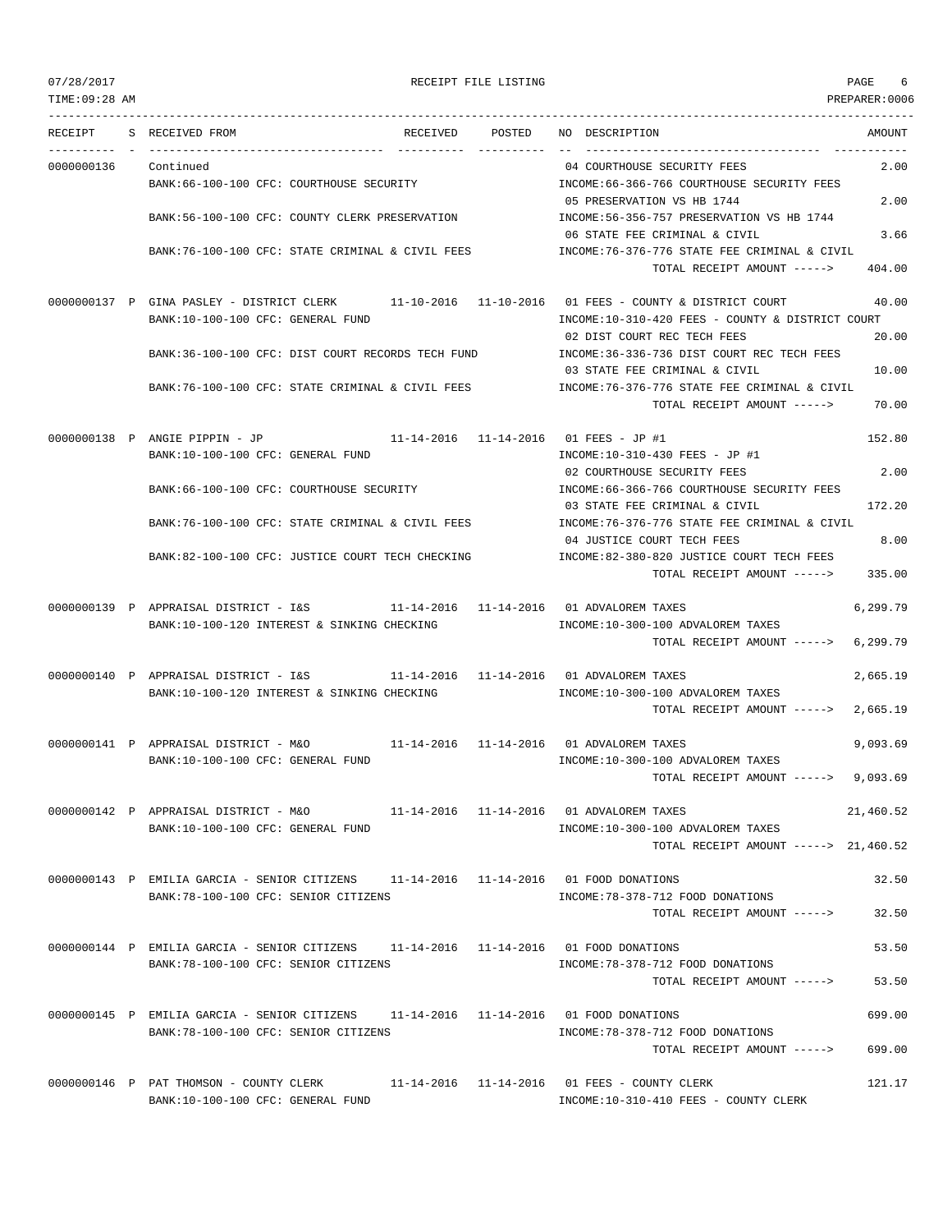RECEIPT FILE LISTING

| RECEIPT | S | RECEIVED FROM | RECEIVED | POSTED | NO | DESCRIPTION | AMOUNT |
|---|---|---|---|---|---|---|---|
| 0000000136 | | Continued | | | 04 | COURTHOUSE SECURITY FEES | 2.00 |
| | | BANK:66-100-100 CFC: COURTHOUSE SECURITY | | | | INCOME:66-366-766 COURTHOUSE SECURITY FEES | |
| | | | | | 05 | PRESERVATION VS HB 1744 | 2.00 |
| | | BANK:56-100-100 CFC: COUNTY CLERK PRESERVATION | | | | INCOME:56-356-757 PRESERVATION VS HB 1744 | |
| | | | | | 06 | STATE FEE CRIMINAL & CIVIL | 3.66 |
| | | BANK:76-100-100 CFC: STATE CRIMINAL & CIVIL FEES | | | | INCOME:76-376-776 STATE FEE CRIMINAL & CIVIL | |
| | | | | | | TOTAL RECEIPT AMOUNT -----> | 404.00 |
| 0000000137 | P | GINA PASLEY - DISTRICT CLERK | 11-10-2016 | 11-10-2016 | 01 | FEES - COUNTY & DISTRICT COURT | 40.00 |
| | | BANK:10-100-100 CFC: GENERAL FUND | | | | INCOME:10-310-420 FEES - COUNTY & DISTRICT COURT | |
| | | | | | 02 | DIST COURT REC TECH FEES | 20.00 |
| | | BANK:36-100-100 CFC: DIST COURT RECORDS TECH FUND | | | | INCOME:36-336-736 DIST COURT REC TECH FEES | |
| | | | | | 03 | STATE FEE CRIMINAL & CIVIL | 10.00 |
| | | BANK:76-100-100 CFC: STATE CRIMINAL & CIVIL FEES | | | | INCOME:76-376-776 STATE FEE CRIMINAL & CIVIL | |
| | | | | | | TOTAL RECEIPT AMOUNT -----> | 70.00 |
| 0000000138 | P | ANGIE PIPPIN - JP | 11-14-2016 | 11-14-2016 | 01 | FEES - JP #1 | 152.80 |
| | | BANK:10-100-100 CFC: GENERAL FUND | | | | INCOME:10-310-430 FEES - JP #1 | |
| | | | | | 02 | COURTHOUSE SECURITY FEES | 2.00 |
| | | BANK:66-100-100 CFC: COURTHOUSE SECURITY | | | | INCOME:66-366-766 COURTHOUSE SECURITY FEES | |
| | | | | | 03 | STATE FEE CRIMINAL & CIVIL | 172.20 |
| | | BANK:76-100-100 CFC: STATE CRIMINAL & CIVIL FEES | | | | INCOME:76-376-776 STATE FEE CRIMINAL & CIVIL | |
| | | | | | 04 | JUSTICE COURT TECH FEES | 8.00 |
| | | BANK:82-100-100 CFC: JUSTICE COURT TECH CHECKING | | | | INCOME:82-380-820 JUSTICE COURT TECH FEES | |
| | | | | | | TOTAL RECEIPT AMOUNT -----> | 335.00 |
| 0000000139 | P | APPRAISAL DISTRICT - I&S | 11-14-2016 | 11-14-2016 | 01 | ADVALOREM TAXES | 6,299.79 |
| | | BANK:10-100-120 INTEREST & SINKING CHECKING | | | | INCOME:10-300-100 ADVALOREM TAXES | |
| | | | | | | TOTAL RECEIPT AMOUNT -----> | 6,299.79 |
| 0000000140 | P | APPRAISAL DISTRICT - I&S | 11-14-2016 | 11-14-2016 | 01 | ADVALOREM TAXES | 2,665.19 |
| | | BANK:10-100-120 INTEREST & SINKING CHECKING | | | | INCOME:10-300-100 ADVALOREM TAXES | |
| | | | | | | TOTAL RECEIPT AMOUNT -----> | 2,665.19 |
| 0000000141 | P | APPRAISAL DISTRICT - M&O | 11-14-2016 | 11-14-2016 | 01 | ADVALOREM TAXES | 9,093.69 |
| | | BANK:10-100-100 CFC: GENERAL FUND | | | | INCOME:10-300-100 ADVALOREM TAXES | |
| | | | | | | TOTAL RECEIPT AMOUNT -----> | 9,093.69 |
| 0000000142 | P | APPRAISAL DISTRICT - M&O | 11-14-2016 | 11-14-2016 | 01 | ADVALOREM TAXES | 21,460.52 |
| | | BANK:10-100-100 CFC: GENERAL FUND | | | | INCOME:10-300-100 ADVALOREM TAXES | |
| | | | | | | TOTAL RECEIPT AMOUNT -----> | 21,460.52 |
| 0000000143 | P | EMILIA GARCIA - SENIOR CITIZENS | 11-14-2016 | 11-14-2016 | 01 | FOOD DONATIONS | 32.50 |
| | | BANK:78-100-100 CFC: SENIOR CITIZENS | | | | INCOME:78-378-712 FOOD DONATIONS | |
| | | | | | | TOTAL RECEIPT AMOUNT -----> | 32.50 |
| 0000000144 | P | EMILIA GARCIA - SENIOR CITIZENS | 11-14-2016 | 11-14-2016 | 01 | FOOD DONATIONS | 53.50 |
| | | BANK:78-100-100 CFC: SENIOR CITIZENS | | | | INCOME:78-378-712 FOOD DONATIONS | |
| | | | | | | TOTAL RECEIPT AMOUNT -----> | 53.50 |
| 0000000145 | P | EMILIA GARCIA - SENIOR CITIZENS | 11-14-2016 | 11-14-2016 | 01 | FOOD DONATIONS | 699.00 |
| | | BANK:78-100-100 CFC: SENIOR CITIZENS | | | | INCOME:78-378-712 FOOD DONATIONS | |
| | | | | | | TOTAL RECEIPT AMOUNT -----> | 699.00 |
| 0000000146 | P | PAT THOMSON - COUNTY CLERK | 11-14-2016 | 11-14-2016 | 01 | FEES - COUNTY CLERK | 121.17 |
| | | BANK:10-100-100 CFC: GENERAL FUND | | | | INCOME:10-310-410 FEES - COUNTY CLERK | |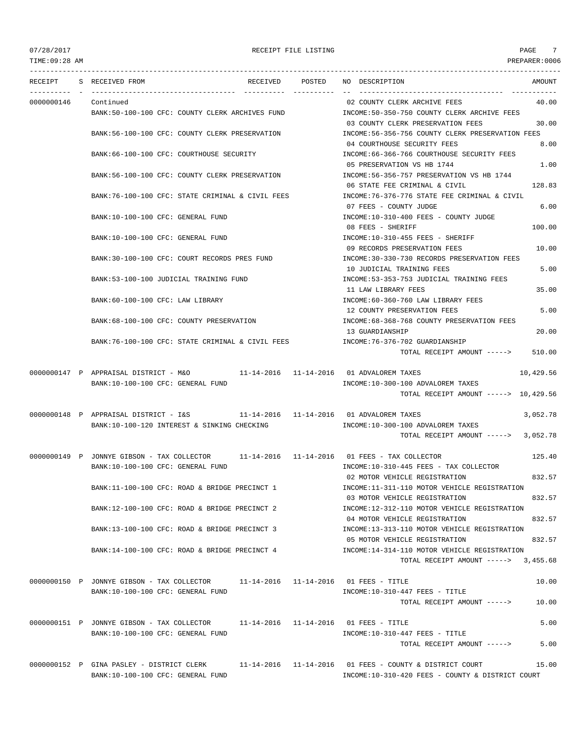RECEIPT FILE LISTING

| RECEIPT | S | RECEIVED FROM | RECEIVED | POSTED | NO | DESCRIPTION | AMOUNT |
|---|---|---|---|---|---|---|---|
| 0000000146 | | Continued | | | 02 | COUNTY CLERK ARCHIVE FEES | 40.00 |
| | | BANK:50-100-100 CFC: COUNTY CLERK ARCHIVES FUND | | | | INCOME:50-350-750 COUNTY CLERK ARCHIVE FEES | |
| | | | | | 03 | COUNTY CLERK PRESERVATION FEES | 30.00 |
| | | BANK:56-100-100 CFC: COUNTY CLERK PRESERVATION | | | | INCOME:56-356-756 COUNTY CLERK PRESERVATION FEES | |
| | | | | | 04 | COURTHOUSE SECURITY FEES | 8.00 |
| | | BANK:66-100-100 CFC: COURTHOUSE SECURITY | | | | INCOME:66-366-766 COURTHOUSE SECURITY FEES | |
| | | | | | 05 | PRESERVATION VS HB 1744 | 1.00 |
| | | BANK:56-100-100 CFC: COUNTY CLERK PRESERVATION | | | | INCOME:56-356-757 PRESERVATION VS HB 1744 | |
| | | | | | 06 | STATE FEE CRIMINAL & CIVIL | 128.83 |
| | | BANK:76-100-100 CFC: STATE CRIMINAL & CIVIL FEES | | | | INCOME:76-376-776 STATE FEE CRIMINAL & CIVIL | |
| | | | | | 07 | FEES - COUNTY JUDGE | 6.00 |
| | | BANK:10-100-100 CFC: GENERAL FUND | | | | INCOME:10-310-400 FEES - COUNTY JUDGE | |
| | | | | | 08 | FEES - SHERIFF | 100.00 |
| | | BANK:10-100-100 CFC: GENERAL FUND | | | | INCOME:10-310-455 FEES - SHERIFF | |
| | | | | | 09 | RECORDS PRESERVATION FEES | 10.00 |
| | | BANK:30-100-100 CFC: COURT RECORDS PRES FUND | | | | INCOME:30-330-730 RECORDS PRESERVATION FEES | |
| | | | | | 10 | JUDICIAL TRAINING FEES | 5.00 |
| | | BANK:53-100-100 JUDICIAL TRAINING FUND | | | | INCOME:53-353-753 JUDICIAL TRAINING FEES | |
| | | | | | 11 | LAW LIBRARY FEES | 35.00 |
| | | BANK:60-100-100 CFC: LAW LIBRARY | | | | INCOME:60-360-760 LAW LIBRARY FEES | |
| | | | | | 12 | COUNTY PRESERVATION FEES | 5.00 |
| | | BANK:68-100-100 CFC: COUNTY PRESERVATION | | | | INCOME:68-368-768 COUNTY PRESERVATION FEES | |
| | | | | | 13 | GUARDIANSHIP | 20.00 |
| | | BANK:76-100-100 CFC: STATE CRIMINAL & CIVIL FEES | | | | INCOME:76-376-702 GUARDIANSHIP | |
| | | | | | | TOTAL RECEIPT AMOUNT -----> | 510.00 |
| 0000000147 | P | APPRAISAL DISTRICT - M&O | 11-14-2016 | 11-14-2016 | 01 | ADVALOREM TAXES | 10,429.56 |
| | | BANK:10-100-100 CFC: GENERAL FUND | | | | INCOME:10-300-100 ADVALOREM TAXES | |
| | | | | | | TOTAL RECEIPT AMOUNT -----> | 10,429.56 |
| 0000000148 | P | APPRAISAL DISTRICT - I&S | 11-14-2016 | 11-14-2016 | 01 | ADVALOREM TAXES | 3,052.78 |
| | | BANK:10-100-120 INTEREST & SINKING CHECKING | | | | INCOME:10-300-100 ADVALOREM TAXES | |
| | | | | | | TOTAL RECEIPT AMOUNT -----> | 3,052.78 |
| 0000000149 | P | JONNYE GIBSON - TAX COLLECTOR | 11-14-2016 | 11-14-2016 | 01 | FEES - TAX COLLECTOR | 125.40 |
| | | BANK:10-100-100 CFC: GENERAL FUND | | | | INCOME:10-310-445 FEES - TAX COLLECTOR | |
| | | | | | 02 | MOTOR VEHICLE REGISTRATION | 832.57 |
| | | BANK:11-100-100 CFC: ROAD & BRIDGE PRECINCT 1 | | | | INCOME:11-311-110 MOTOR VEHICLE REGISTRATION | |
| | | | | | 03 | MOTOR VEHICLE REGISTRATION | 832.57 |
| | | BANK:12-100-100 CFC: ROAD & BRIDGE PRECINCT 2 | | | | INCOME:12-312-110 MOTOR VEHICLE REGISTRATION | |
| | | | | | 04 | MOTOR VEHICLE REGISTRATION | 832.57 |
| | | BANK:13-100-100 CFC: ROAD & BRIDGE PRECINCT 3 | | | | INCOME:13-313-110 MOTOR VEHICLE REGISTRATION | |
| | | | | | 05 | MOTOR VEHICLE REGISTRATION | 832.57 |
| | | BANK:14-100-100 CFC: ROAD & BRIDGE PRECINCT 4 | | | | INCOME:14-314-110 MOTOR VEHICLE REGISTRATION | |
| | | | | | | TOTAL RECEIPT AMOUNT -----> | 3,455.68 |
| 0000000150 | P | JONNYE GIBSON - TAX COLLECTOR | 11-14-2016 | 11-14-2016 | 01 | FEES - TITLE | 10.00 |
| | | BANK:10-100-100 CFC: GENERAL FUND | | | | INCOME:10-310-447 FEES - TITLE | |
| | | | | | | TOTAL RECEIPT AMOUNT -----> | 10.00 |
| 0000000151 | P | JONNYE GIBSON - TAX COLLECTOR | 11-14-2016 | 11-14-2016 | 01 | FEES - TITLE | 5.00 |
| | | BANK:10-100-100 CFC: GENERAL FUND | | | | INCOME:10-310-447 FEES - TITLE | |
| | | | | | | TOTAL RECEIPT AMOUNT -----> | 5.00 |
| 0000000152 | P | GINA PASLEY - DISTRICT CLERK | 11-14-2016 | 11-14-2016 | 01 | FEES - COUNTY & DISTRICT COURT | 15.00 |
| | | BANK:10-100-100 CFC: GENERAL FUND | | | | INCOME:10-310-420 FEES - COUNTY & DISTRICT COURT | |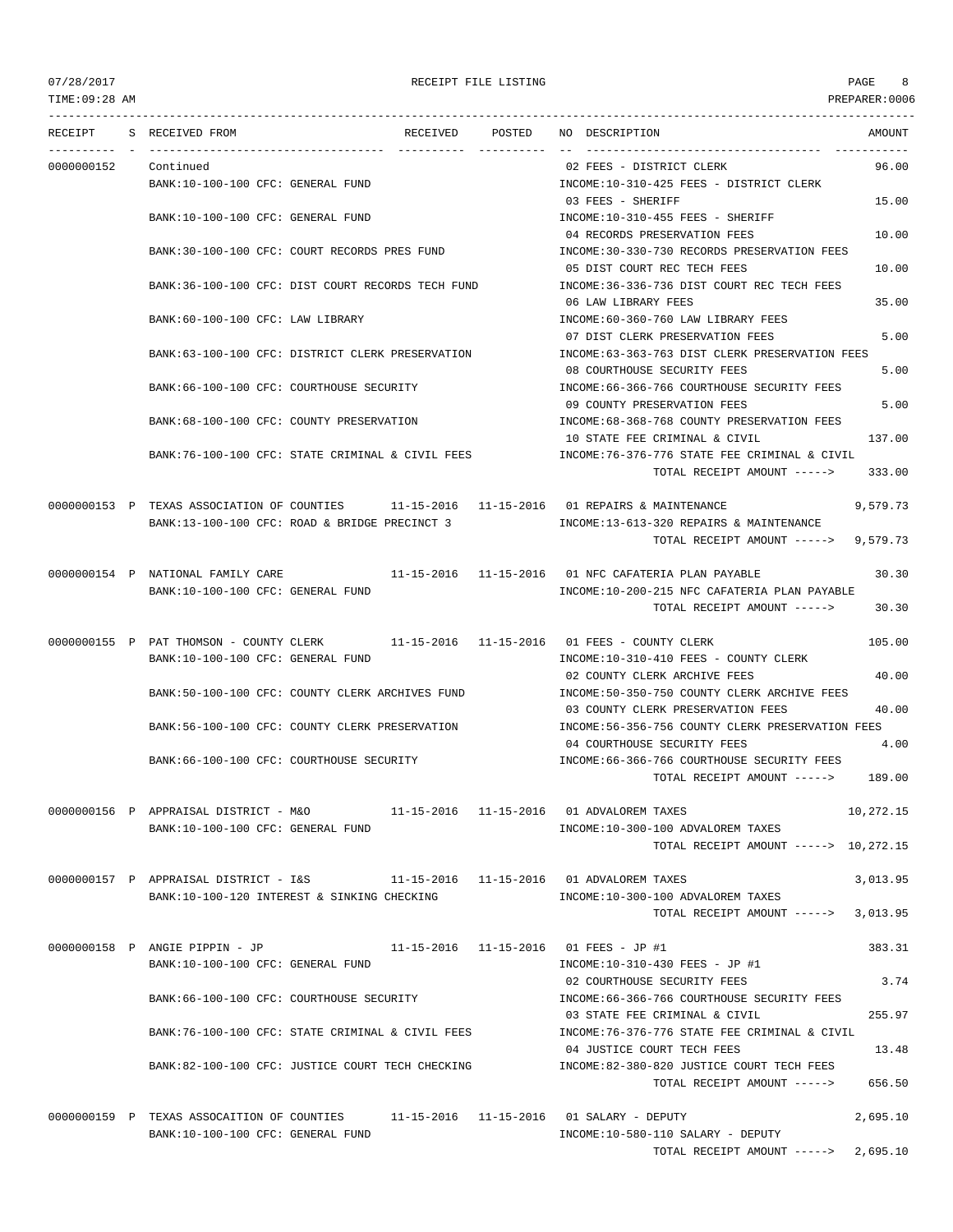07/28/2017 RECEIPT FILE LISTING

TIME:09:28 AM PREPARER:0006

| RECEIPT | S | RECEIVED FROM | RECEIVED | POSTED | NO | DESCRIPTION | AMOUNT |
|---|---|---|---|---|---|---|---|
| 0000000152 | | Continued | | | 02 | FEES - DISTRICT CLERK | 96.00 |
| | | BANK:10-100-100 CFC: GENERAL FUND | | | | INCOME:10-310-425 FEES - DISTRICT CLERK | |
| | | | | | 03 | FEES - SHERIFF | 15.00 |
| | | BANK:10-100-100 CFC: GENERAL FUND | | | | INCOME:10-310-455 FEES - SHERIFF | |
| | | | | | 04 | RECORDS PRESERVATION FEES | 10.00 |
| | | BANK:30-100-100 CFC: COURT RECORDS PRES FUND | | | | INCOME:30-330-730 RECORDS PRESERVATION FEES | |
| | | | | | 05 | DIST COURT REC TECH FEES | 10.00 |
| | | BANK:36-100-100 CFC: DIST COURT RECORDS TECH FUND | | | | INCOME:36-336-736 DIST COURT REC TECH FEES | |
| | | | | | 06 | LAW LIBRARY FEES | 35.00 |
| | | BANK:60-100-100 CFC: LAW LIBRARY | | | | INCOME:60-360-760 LAW LIBRARY FEES | |
| | | | | | 07 | DIST CLERK PRESERVATION FEES | 5.00 |
| | | BANK:63-100-100 CFC: DISTRICT CLERK PRESERVATION | | | | INCOME:63-363-763 DIST CLERK PRESERVATION FEES | |
| | | | | | 08 | COURTHOUSE SECURITY FEES | 5.00 |
| | | BANK:66-100-100 CFC: COURTHOUSE SECURITY | | | | INCOME:66-366-766 COURTHOUSE SECURITY FEES | |
| | | | | | 09 | COUNTY PRESERVATION FEES | 5.00 |
| | | BANK:68-100-100 CFC: COUNTY PRESERVATION | | | | INCOME:68-368-768 COUNTY PRESERVATION FEES | |
| | | | | | 10 | STATE FEE CRIMINAL & CIVIL | 137.00 |
| | | BANK:76-100-100 CFC: STATE CRIMINAL & CIVIL FEES | | | | INCOME:76-376-776 STATE FEE CRIMINAL & CIVIL | |
| | | | | | | TOTAL RECEIPT AMOUNT -----> | 333.00 |
| 0000000153 | P | TEXAS ASSOCIATION OF COUNTIES | 11-15-2016 | 11-15-2016 | 01 | REPAIRS & MAINTENANCE | 9,579.73 |
| | | BANK:13-100-100 CFC: ROAD & BRIDGE PRECINCT 3 | | | | INCOME:13-613-320 REPAIRS & MAINTENANCE | |
| | | | | | | TOTAL RECEIPT AMOUNT -----> | 9,579.73 |
| 0000000154 | P | NATIONAL FAMILY CARE | 11-15-2016 | 11-15-2016 | 01 | NFC CAFETARIA PLAN PAYABLE | 30.30 |
| | | BANK:10-100-100 CFC: GENERAL FUND | | | | INCOME:10-200-215 NFC CAFETARIA PLAN PAYABLE | |
| | | | | | | TOTAL RECEIPT AMOUNT -----> | 30.30 |
| 0000000155 | P | PAT THOMSON - COUNTY CLERK | 11-15-2016 | 11-15-2016 | 01 | FEES - COUNTY CLERK | 105.00 |
| | | BANK:10-100-100 CFC: GENERAL FUND | | | | INCOME:10-310-410 FEES - COUNTY CLERK | |
| | | | | | 02 | COUNTY CLERK ARCHIVE FEES | 40.00 |
| | | BANK:50-100-100 CFC: COUNTY CLERK ARCHIVES FUND | | | | INCOME:50-350-750 COUNTY CLERK ARCHIVE FEES | |
| | | | | | 03 | COUNTY CLERK PRESERVATION FEES | 40.00 |
| | | BANK:56-100-100 CFC: COUNTY CLERK PRESERVATION | | | | INCOME:56-356-756 COUNTY CLERK PRESERVATION FEES | |
| | | | | | 04 | COURTHOUSE SECURITY FEES | 4.00 |
| | | BANK:66-100-100 CFC: COURTHOUSE SECURITY | | | | INCOME:66-366-766 COURTHOUSE SECURITY FEES | |
| | | | | | | TOTAL RECEIPT AMOUNT -----> | 189.00 |
| 0000000156 | P | APPRAISAL DISTRICT - M&O | 11-15-2016 | 11-15-2016 | 01 | ADVALOREM TAXES | 10,272.15 |
| | | BANK:10-100-100 CFC: GENERAL FUND | | | | INCOME:10-300-100 ADVALOREM TAXES | |
| | | | | | | TOTAL RECEIPT AMOUNT -----> | 10,272.15 |
| 0000000157 | P | APPRAISAL DISTRICT - I&S | 11-15-2016 | 11-15-2016 | 01 | ADVALOREM TAXES | 3,013.95 |
| | | BANK:10-100-120 INTEREST & SINKING CHECKING | | | | INCOME:10-300-100 ADVALOREM TAXES | |
| | | | | | | TOTAL RECEIPT AMOUNT -----> | 3,013.95 |
| 0000000158 | P | ANGIE PIPPIN - JP | 11-15-2016 | 11-15-2016 | 01 | FEES - JP #1 | 383.31 |
| | | BANK:10-100-100 CFC: GENERAL FUND | | | | INCOME:10-310-430 FEES - JP #1 | |
| | | | | | 02 | COURTHOUSE SECURITY FEES | 3.74 |
| | | BANK:66-100-100 CFC: COURTHOUSE SECURITY | | | | INCOME:66-366-766 COURTHOUSE SECURITY FEES | |
| | | | | | 03 | STATE FEE CRIMINAL & CIVIL | 255.97 |
| | | BANK:76-100-100 CFC: STATE CRIMINAL & CIVIL FEES | | | | INCOME:76-376-776 STATE FEE CRIMINAL & CIVIL | |
| | | | | | 04 | JUSTICE COURT TECH FEES | 13.48 |
| | | BANK:82-100-100 CFC: JUSTICE COURT TECH CHECKING | | | | INCOME:82-380-820 JUSTICE COURT TECH FEES | |
| | | | | | | TOTAL RECEIPT AMOUNT -----> | 656.50 |
| 0000000159 | P | TEXAS ASSOCAITION OF COUNTIES | 11-15-2016 | 11-15-2016 | 01 | SALARY - DEPUTY | 2,695.10 |
| | | BANK:10-100-100 CFC: GENERAL FUND | | | | INCOME:10-580-110 SALARY - DEPUTY | |
| | | | | | | TOTAL RECEIPT AMOUNT -----> | 2,695.10 |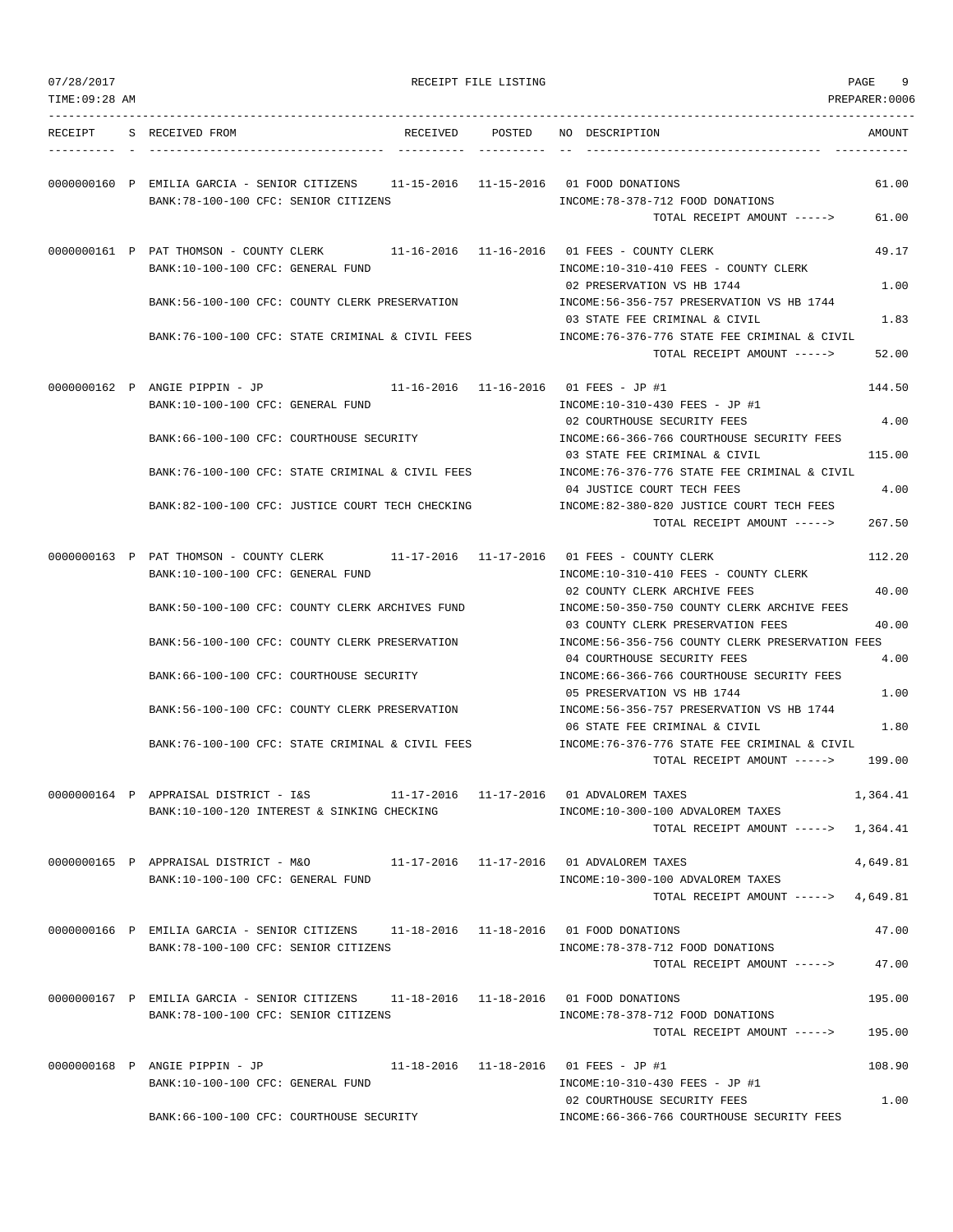RECEIPT FILE LISTING

| RECEIPT | S | RECEIVED FROM | RECEIVED | POSTED | NO | DESCRIPTION | AMOUNT |
|---|---|---|---|---|---|---|---|
| 0000000160 | P | EMILIA GARCIA - SENIOR CITIZENS | 11-15-2016 | 11-15-2016 | 01 | FOOD DONATIONS | 61.00 |
| | | BANK:78-100-100 CFC: SENIOR CITIZENS | | | | INCOME:78-378-712 FOOD DONATIONS | |
| | | | | | | TOTAL RECEIPT AMOUNT -----> | 61.00 |
| 0000000161 | P | PAT THOMSON - COUNTY CLERK | 11-16-2016 | 11-16-2016 | 01 | FEES - COUNTY CLERK | 49.17 |
| | | BANK:10-100-100 CFC: GENERAL FUND | | | | INCOME:10-310-410 FEES - COUNTY CLERK | |
| | | | | | 02 | PRESERVATION VS HB 1744 | 1.00 |
| | | BANK:56-100-100 CFC: COUNTY CLERK PRESERVATION | | | | INCOME:56-356-757 PRESERVATION VS HB 1744 | |
| | | | | | 03 | STATE FEE CRIMINAL & CIVIL | 1.83 |
| | | BANK:76-100-100 CFC: STATE CRIMINAL & CIVIL FEES | | | | INCOME:76-376-776 STATE FEE CRIMINAL & CIVIL | |
| | | | | | | TOTAL RECEIPT AMOUNT -----> | 52.00 |
| 0000000162 | P | ANGIE PIPPIN - JP | 11-16-2016 | 11-16-2016 | 01 | FEES - JP #1 | 144.50 |
| | | BANK:10-100-100 CFC: GENERAL FUND | | | | INCOME:10-310-430 FEES - JP #1 | |
| | | | | | 02 | COURTHOUSE SECURITY FEES | 4.00 |
| | | BANK:66-100-100 CFC: COURTHOUSE SECURITY | | | | INCOME:66-366-766 COURTHOUSE SECURITY FEES | |
| | | | | | 03 | STATE FEE CRIMINAL & CIVIL | 115.00 |
| | | BANK:76-100-100 CFC: STATE CRIMINAL & CIVIL FEES | | | | INCOME:76-376-776 STATE FEE CRIMINAL & CIVIL | |
| | | | | | 04 | JUSTICE COURT TECH FEES | 4.00 |
| | | BANK:82-100-100 CFC: JUSTICE COURT TECH CHECKING | | | | INCOME:82-380-820 JUSTICE COURT TECH FEES | |
| | | | | | | TOTAL RECEIPT AMOUNT -----> | 267.50 |
| 0000000163 | P | PAT THOMSON - COUNTY CLERK | 11-17-2016 | 11-17-2016 | 01 | FEES - COUNTY CLERK | 112.20 |
| | | BANK:10-100-100 CFC: GENERAL FUND | | | | INCOME:10-310-410 FEES - COUNTY CLERK | |
| | | | | | 02 | COUNTY CLERK ARCHIVE FEES | 40.00 |
| | | BANK:50-100-100 CFC: COUNTY CLERK ARCHIVES FUND | | | | INCOME:50-350-750 COUNTY CLERK ARCHIVE FEES | |
| | | | | | 03 | COUNTY CLERK PRESERVATION FEES | 40.00 |
| | | BANK:56-100-100 CFC: COUNTY CLERK PRESERVATION | | | | INCOME:56-356-756 COUNTY CLERK PRESERVATION FEES | |
| | | | | | 04 | COURTHOUSE SECURITY FEES | 4.00 |
| | | BANK:66-100-100 CFC: COURTHOUSE SECURITY | | | | INCOME:66-366-766 COURTHOUSE SECURITY FEES | |
| | | | | | 05 | PRESERVATION VS HB 1744 | 1.00 |
| | | BANK:56-100-100 CFC: COUNTY CLERK PRESERVATION | | | | INCOME:56-356-757 PRESERVATION VS HB 1744 | |
| | | | | | 06 | STATE FEE CRIMINAL & CIVIL | 1.80 |
| | | BANK:76-100-100 CFC: STATE CRIMINAL & CIVIL FEES | | | | INCOME:76-376-776 STATE FEE CRIMINAL & CIVIL | |
| | | | | | | TOTAL RECEIPT AMOUNT -----> | 199.00 |
| 0000000164 | P | APPRAISAL DISTRICT - I&S | 11-17-2016 | 11-17-2016 | 01 | ADVALOREM TAXES | 1,364.41 |
| | | BANK:10-100-120 INTEREST & SINKING CHECKING | | | | INCOME:10-300-100 ADVALOREM TAXES | |
| | | | | | | TOTAL RECEIPT AMOUNT -----> | 1,364.41 |
| 0000000165 | P | APPRAISAL DISTRICT - M&O | 11-17-2016 | 11-17-2016 | 01 | ADVALOREM TAXES | 4,649.81 |
| | | BANK:10-100-100 CFC: GENERAL FUND | | | | INCOME:10-300-100 ADVALOREM TAXES | |
| | | | | | | TOTAL RECEIPT AMOUNT -----> | 4,649.81 |
| 0000000166 | P | EMILIA GARCIA - SENIOR CITIZENS | 11-18-2016 | 11-18-2016 | 01 | FOOD DONATIONS | 47.00 |
| | | BANK:78-100-100 CFC: SENIOR CITIZENS | | | | INCOME:78-378-712 FOOD DONATIONS | |
| | | | | | | TOTAL RECEIPT AMOUNT -----> | 47.00 |
| 0000000167 | P | EMILIA GARCIA - SENIOR CITIZENS | 11-18-2016 | 11-18-2016 | 01 | FOOD DONATIONS | 195.00 |
| | | BANK:78-100-100 CFC: SENIOR CITIZENS | | | | INCOME:78-378-712 FOOD DONATIONS | |
| | | | | | | TOTAL RECEIPT AMOUNT -----> | 195.00 |
| 0000000168 | P | ANGIE PIPPIN - JP | 11-18-2016 | 11-18-2016 | 01 | FEES - JP #1 | 108.90 |
| | | BANK:10-100-100 CFC: GENERAL FUND | | | | INCOME:10-310-430 FEES - JP #1 | |
| | | | | | 02 | COURTHOUSE SECURITY FEES | 1.00 |
| | | BANK:66-100-100 CFC: COURTHOUSE SECURITY | | | | INCOME:66-366-766 COURTHOUSE SECURITY FEES | |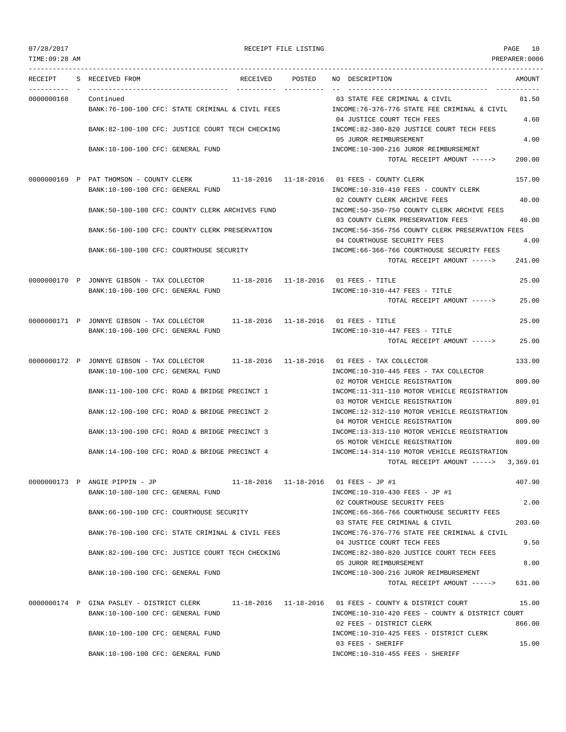RECEIPT FILE LISTING

| RECEIPT | S | RECEIVED FROM | RECEIVED | POSTED | NO | DESCRIPTION | AMOUNT |
|---|---|---|---|---|---|---|---|
| 0000000168 | | Continued | | | 03 | STATE FEE CRIMINAL & CIVIL | 81.50 |
| | | BANK:76-100-100 CFC: STATE CRIMINAL & CIVIL FEES | | | | INCOME:76-376-776 STATE FEE CRIMINAL & CIVIL | |
| | | | | | 04 | JUSTICE COURT TECH FEES | 4.60 |
| | | BANK:82-100-100 CFC: JUSTICE COURT TECH CHECKING | | | | INCOME:82-380-820 JUSTICE COURT TECH FEES | |
| | | | | | 05 | JUROR REIMBURSEMENT | 4.00 |
| | | BANK:10-100-100 CFC: GENERAL FUND | | | | INCOME:10-300-216 JUROR REIMBURSEMENT | |
| | | | | | | TOTAL RECEIPT AMOUNT -----> | 200.00 |
| 0000000169 | P | PAT THOMSON - COUNTY CLERK | 11-18-2016 | 11-18-2016 | 01 | FEES - COUNTY CLERK | 157.00 |
| | | BANK:10-100-100 CFC: GENERAL FUND | | | | INCOME:10-310-410 FEES - COUNTY CLERK | |
| | | | | | 02 | COUNTY CLERK ARCHIVE FEES | 40.00 |
| | | BANK:50-100-100 CFC: COUNTY CLERK ARCHIVES FUND | | | | INCOME:50-350-750 COUNTY CLERK ARCHIVE FEES | |
| | | | | | 03 | COUNTY CLERK PRESERVATION FEES | 40.00 |
| | | BANK:56-100-100 CFC: COUNTY CLERK PRESERVATION | | | | INCOME:56-356-756 COUNTY CLERK PRESERVATION FEES | |
| | | | | | 04 | COURTHOUSE SECURITY FEES | 4.00 |
| | | BANK:66-100-100 CFC: COURTHOUSE SECURITY | | | | INCOME:66-366-766 COURTHOUSE SECURITY FEES | |
| | | | | | | TOTAL RECEIPT AMOUNT -----> | 241.00 |
| 0000000170 | P | JONNYE GIBSON - TAX COLLECTOR | 11-18-2016 | 11-18-2016 | 01 | FEES - TITLE | 25.00 |
| | | BANK:10-100-100 CFC: GENERAL FUND | | | | INCOME:10-310-447 FEES - TITLE | |
| | | | | | | TOTAL RECEIPT AMOUNT -----> | 25.00 |
| 0000000171 | P | JONNYE GIBSON - TAX COLLECTOR | 11-18-2016 | 11-18-2016 | 01 | FEES - TITLE | 25.00 |
| | | BANK:10-100-100 CFC: GENERAL FUND | | | | INCOME:10-310-447 FEES - TITLE | |
| | | | | | | TOTAL RECEIPT AMOUNT -----> | 25.00 |
| 0000000172 | P | JONNYE GIBSON - TAX COLLECTOR | 11-18-2016 | 11-18-2016 | 01 | FEES - TAX COLLECTOR | 133.00 |
| | | BANK:10-100-100 CFC: GENERAL FUND | | | | INCOME:10-310-445 FEES - TAX COLLECTOR | |
| | | | | | 02 | MOTOR VEHICLE REGISTRATION | 809.00 |
| | | BANK:11-100-100 CFC: ROAD & BRIDGE PRECINCT 1 | | | | INCOME:11-311-110 MOTOR VEHICLE REGISTRATION | |
| | | | | | 03 | MOTOR VEHICLE REGISTRATION | 809.01 |
| | | BANK:12-100-100 CFC: ROAD & BRIDGE PRECINCT 2 | | | | INCOME:12-312-110 MOTOR VEHICLE REGISTRATION | |
| | | | | | 04 | MOTOR VEHICLE REGISTRATION | 809.00 |
| | | BANK:13-100-100 CFC: ROAD & BRIDGE PRECINCT 3 | | | | INCOME:13-313-110 MOTOR VEHICLE REGISTRATION | |
| | | | | | 05 | MOTOR VEHICLE REGISTRATION | 809.00 |
| | | BANK:14-100-100 CFC: ROAD & BRIDGE PRECINCT 4 | | | | INCOME:14-314-110 MOTOR VEHICLE REGISTRATION | |
| | | | | | | TOTAL RECEIPT AMOUNT -----> | 3,369.01 |
| 0000000173 | P | ANGIE PIPPIN - JP | 11-18-2016 | 11-18-2016 | 01 | FEES - JP #1 | 407.90 |
| | | BANK:10-100-100 CFC: GENERAL FUND | | | | INCOME:10-310-430 FEES - JP #1 | |
| | | | | | 02 | COURTHOUSE SECURITY FEES | 2.00 |
| | | BANK:66-100-100 CFC: COURTHOUSE SECURITY | | | | INCOME:66-366-766 COURTHOUSE SECURITY FEES | |
| | | | | | 03 | STATE FEE CRIMINAL & CIVIL | 203.60 |
| | | BANK:76-100-100 CFC: STATE CRIMINAL & CIVIL FEES | | | | INCOME:76-376-776 STATE FEE CRIMINAL & CIVIL | |
| | | | | | 04 | JUSTICE COURT TECH FEES | 9.50 |
| | | BANK:82-100-100 CFC: JUSTICE COURT TECH CHECKING | | | | INCOME:82-380-820 JUSTICE COURT TECH FEES | |
| | | | | | 05 | JUROR REIMBURSEMENT | 8.00 |
| | | BANK:10-100-100 CFC: GENERAL FUND | | | | INCOME:10-300-216 JUROR REIMBURSEMENT | |
| | | | | | | TOTAL RECEIPT AMOUNT -----> | 631.00 |
| 0000000174 | P | GINA PASLEY - DISTRICT CLERK | 11-18-2016 | 11-18-2016 | 01 | FEES - COUNTY & DISTRICT COURT | 15.00 |
| | | BANK:10-100-100 CFC: GENERAL FUND | | | | INCOME:10-310-420 FEES - COUNTY & DISTRICT COURT | |
| | | | | | 02 | FEES - DISTRICT CLERK | 866.00 |
| | | BANK:10-100-100 CFC: GENERAL FUND | | | | INCOME:10-310-425 FEES - DISTRICT CLERK | |
| | | | | | 03 | FEES - SHERIFF | 15.00 |
| | | BANK:10-100-100 CFC: GENERAL FUND | | | | INCOME:10-310-455 FEES - SHERIFF | |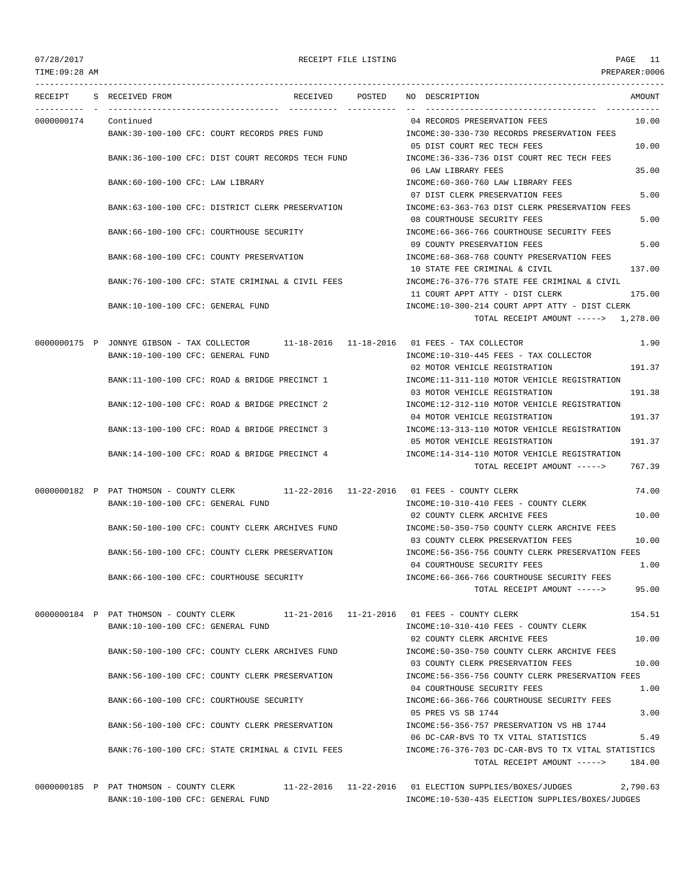RECEIPT FILE LISTING

TIME:09:28 AM — 07/28/2017 — PREPARER:0006

| RECEIPT | S | RECEIVED FROM | RECEIVED | POSTED | NO | DESCRIPTION | AMOUNT |
|---|---|---|---|---|---|---|---|
| 0000000174 | | Continued | | | 04 | RECORDS PRESERVATION FEES | 10.00 |
| | | BANK:30-100-100 CFC: COURT RECORDS PRES FUND | | | | INCOME:30-330-730 RECORDS PRESERVATION FEES | |
| | | | | | 05 | DIST COURT REC TECH FEES | 10.00 |
| | | BANK:36-100-100 CFC: DIST COURT RECORDS TECH FUND | | | | INCOME:36-336-736 DIST COURT REC TECH FEES | |
| | | | | | 06 | LAW LIBRARY FEES | 35.00 |
| | | BANK:60-100-100 CFC: LAW LIBRARY | | | | INCOME:60-360-760 LAW LIBRARY FEES | |
| | | | | | 07 | DIST CLERK PRESERVATION FEES | 5.00 |
| | | BANK:63-100-100 CFC: DISTRICT CLERK PRESERVATION | | | | INCOME:63-363-763 DIST CLERK PRESERVATION FEES | |
| | | | | | 08 | COURTHOUSE SECURITY FEES | 5.00 |
| | | BANK:66-100-100 CFC: COURTHOUSE SECURITY | | | | INCOME:66-366-766 COURTHOUSE SECURITY FEES | |
| | | | | | 09 | COUNTY PRESERVATION FEES | 5.00 |
| | | BANK:68-100-100 CFC: COUNTY PRESERVATION | | | | INCOME:68-368-768 COUNTY PRESERVATION FEES | |
| | | | | | 10 | STATE FEE CRIMINAL & CIVIL | 137.00 |
| | | BANK:76-100-100 CFC: STATE CRIMINAL & CIVIL FEES | | | | INCOME:76-376-776 STATE FEE CRIMINAL & CIVIL | |
| | | | | | 11 | COURT APPT ATTY - DIST CLERK | 175.00 |
| | | BANK:10-100-100 CFC: GENERAL FUND | | | | INCOME:10-300-214 COURT APPT ATTY - DIST CLERK | |
| | | | | | | TOTAL RECEIPT AMOUNT -----> | 1,278.00 |
| 0000000175 | P | JONNYE GIBSON - TAX COLLECTOR | 11-18-2016 | 11-18-2016 | 01 | FEES - TAX COLLECTOR | 1.90 |
| | | BANK:10-100-100 CFC: GENERAL FUND | | | | INCOME:10-310-445 FEES - TAX COLLECTOR | |
| | | | | | 02 | MOTOR VEHICLE REGISTRATION | 191.37 |
| | | BANK:11-100-100 CFC: ROAD & BRIDGE PRECINCT 1 | | | | INCOME:11-311-110 MOTOR VEHICLE REGISTRATION | |
| | | | | | 03 | MOTOR VEHICLE REGISTRATION | 191.38 |
| | | BANK:12-100-100 CFC: ROAD & BRIDGE PRECINCT 2 | | | | INCOME:12-312-110 MOTOR VEHICLE REGISTRATION | |
| | | | | | 04 | MOTOR VEHICLE REGISTRATION | 191.37 |
| | | BANK:13-100-100 CFC: ROAD & BRIDGE PRECINCT 3 | | | | INCOME:13-313-110 MOTOR VEHICLE REGISTRATION | |
| | | | | | 05 | MOTOR VEHICLE REGISTRATION | 191.37 |
| | | BANK:14-100-100 CFC: ROAD & BRIDGE PRECINCT 4 | | | | INCOME:14-314-110 MOTOR VEHICLE REGISTRATION | |
| | | | | | | TOTAL RECEIPT AMOUNT -----> | 767.39 |
| 0000000182 | P | PAT THOMSON - COUNTY CLERK | 11-22-2016 | 11-22-2016 | 01 | FEES - COUNTY CLERK | 74.00 |
| | | BANK:10-100-100 CFC: GENERAL FUND | | | | INCOME:10-310-410 FEES - COUNTY CLERK | |
| | | | | | 02 | COUNTY CLERK ARCHIVE FEES | 10.00 |
| | | BANK:50-100-100 CFC: COUNTY CLERK ARCHIVES FUND | | | | INCOME:50-350-750 COUNTY CLERK ARCHIVE FEES | |
| | | | | | 03 | COUNTY CLERK PRESERVATION FEES | 10.00 |
| | | BANK:56-100-100 CFC: COUNTY CLERK PRESERVATION | | | | INCOME:56-356-756 COUNTY CLERK PRESERVATION FEES | |
| | | | | | 04 | COURTHOUSE SECURITY FEES | 1.00 |
| | | BANK:66-100-100 CFC: COURTHOUSE SECURITY | | | | INCOME:66-366-766 COURTHOUSE SECURITY FEES | |
| | | | | | | TOTAL RECEIPT AMOUNT -----> | 95.00 |
| 0000000184 | P | PAT THOMSON - COUNTY CLERK | 11-21-2016 | 11-21-2016 | 01 | FEES - COUNTY CLERK | 154.51 |
| | | BANK:10-100-100 CFC: GENERAL FUND | | | | INCOME:10-310-410 FEES - COUNTY CLERK | |
| | | | | | 02 | COUNTY CLERK ARCHIVE FEES | 10.00 |
| | | BANK:50-100-100 CFC: COUNTY CLERK ARCHIVES FUND | | | | INCOME:50-350-750 COUNTY CLERK ARCHIVE FEES | |
| | | | | | 03 | COUNTY CLERK PRESERVATION FEES | 10.00 |
| | | BANK:56-100-100 CFC: COUNTY CLERK PRESERVATION | | | | INCOME:56-356-756 COUNTY CLERK PRESERVATION FEES | |
| | | | | | 04 | COURTHOUSE SECURITY FEES | 1.00 |
| | | BANK:66-100-100 CFC: COURTHOUSE SECURITY | | | | INCOME:66-366-766 COURTHOUSE SECURITY FEES | |
| | | | | | 05 | PRES VS SB 1744 | 3.00 |
| | | BANK:56-100-100 CFC: COUNTY CLERK PRESERVATION | | | | INCOME:56-356-757 PRESERVATION VS HB 1744 | |
| | | | | | 06 | DC-CAR-BVS TO TX VITAL STATISTICS | 5.49 |
| | | BANK:76-100-100 CFC: STATE CRIMINAL & CIVIL FEES | | | | INCOME:76-376-703 DC-CAR-BVS TO TX VITAL STATISTICS | |
| | | | | | | TOTAL RECEIPT AMOUNT -----> | 184.00 |
| 0000000185 | P | PAT THOMSON - COUNTY CLERK | 11-22-2016 | 11-22-2016 | 01 | ELECTION SUPPLIES/BOXES/JUDGES | 2,790.63 |
| | | BANK:10-100-100 CFC: GENERAL FUND | | | | INCOME:10-530-435 ELECTION SUPPLIES/BOXES/JUDGES | |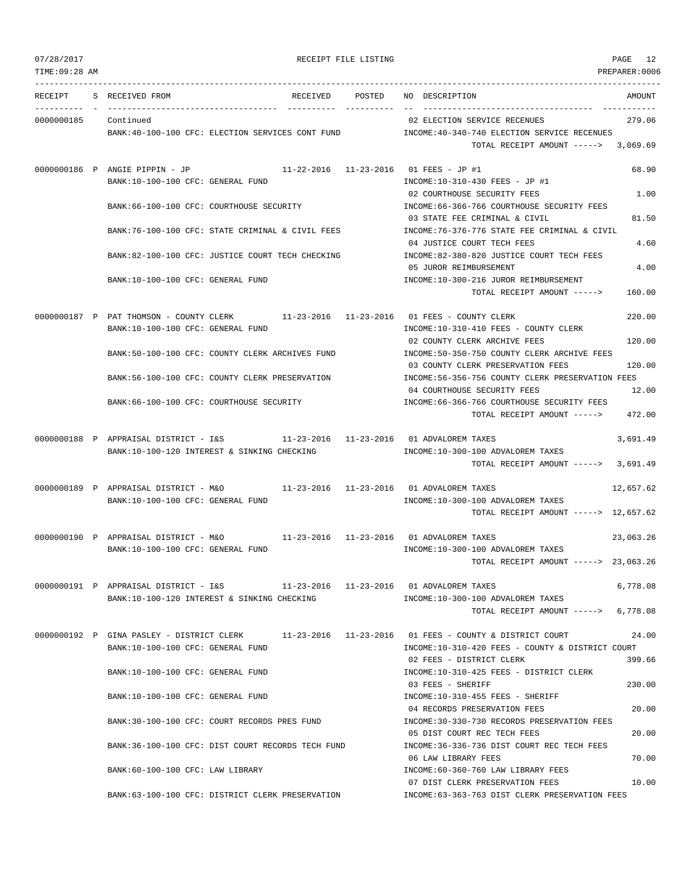RECEIPT FILE LISTING

TIME:09:28 AM

PREPARER:0006

| RECEIPT | S | RECEIVED FROM | RECEIVED | POSTED | NO | DESCRIPTION | AMOUNT |
|---|---|---|---|---|---|---|---|
| 0000000185 | | Continued | | | 02 | ELECTION SERVICE RECENUES | 279.06 |
| | | BANK:40-100-100 CFC: ELECTION SERVICES CONT FUND | | | | INCOME:40-340-740 ELECTION SERVICE RECENUES | |
| | | | | | | TOTAL RECEIPT AMOUNT -----> | 3,069.69 |
| 0000000186 | P | ANGIE PIPPIN - JP | 11-22-2016 | 11-23-2016 | 01 | FEES - JP #1 | 68.90 |
| | | BANK:10-100-100 CFC: GENERAL FUND | | | | INCOME:10-310-430 FEES - JP #1 | |
| | | | | | 02 | COURTHOUSE SECURITY FEES | 1.00 |
| | | BANK:66-100-100 CFC: COURTHOUSE SECURITY | | | | INCOME:66-366-766 COURTHOUSE SECURITY FEES | |
| | | | | | 03 | STATE FEE CRIMINAL & CIVIL | 81.50 |
| | | BANK:76-100-100 CFC: STATE CRIMINAL & CIVIL FEES | | | | INCOME:76-376-776 STATE FEE CRIMINAL & CIVIL | |
| | | | | | 04 | JUSTICE COURT TECH FEES | 4.60 |
| | | BANK:82-100-100 CFC: JUSTICE COURT TECH CHECKING | | | | INCOME:82-380-820 JUSTICE COURT TECH FEES | |
| | | | | | 05 | JUROR REIMBURSEMENT | 4.00 |
| | | BANK:10-100-100 CFC: GENERAL FUND | | | | INCOME:10-300-216 JUROR REIMBURSEMENT | |
| | | | | | | TOTAL RECEIPT AMOUNT -----> | 160.00 |
| 0000000187 | P | PAT THOMSON - COUNTY CLERK | 11-23-2016 | 11-23-2016 | 01 | FEES - COUNTY CLERK | 220.00 |
| | | BANK:10-100-100 CFC: GENERAL FUND | | | | INCOME:10-310-410 FEES - COUNTY CLERK | |
| | | | | | 02 | COUNTY CLERK ARCHIVE FEES | 120.00 |
| | | BANK:50-100-100 CFC: COUNTY CLERK ARCHIVES FUND | | | | INCOME:50-350-750 COUNTY CLERK ARCHIVE FEES | |
| | | | | | 03 | COUNTY CLERK PRESERVATION FEES | 120.00 |
| | | BANK:56-100-100 CFC: COUNTY CLERK PRESERVATION | | | | INCOME:56-356-756 COUNTY CLERK PRESERVATION FEES | |
| | | | | | 04 | COURTHOUSE SECURITY FEES | 12.00 |
| | | BANK:66-100-100 CFC: COURTHOUSE SECURITY | | | | INCOME:66-366-766 COURTHOUSE SECURITY FEES | |
| | | | | | | TOTAL RECEIPT AMOUNT -----> | 472.00 |
| 0000000188 | P | APPRAISAL DISTRICT - I&S | 11-23-2016 | 11-23-2016 | 01 | ADVALOREM TAXES | 3,691.49 |
| | | BANK:10-100-120 INTEREST & SINKING CHECKING | | | | INCOME:10-300-100 ADVALOREM TAXES | |
| | | | | | | TOTAL RECEIPT AMOUNT -----> | 3,691.49 |
| 0000000189 | P | APPRAISAL DISTRICT - M&O | 11-23-2016 | 11-23-2016 | 01 | ADVALOREM TAXES | 12,657.62 |
| | | BANK:10-100-100 CFC: GENERAL FUND | | | | INCOME:10-300-100 ADVALOREM TAXES | |
| | | | | | | TOTAL RECEIPT AMOUNT -----> | 12,657.62 |
| 0000000190 | P | APPRAISAL DISTRICT - M&O | 11-23-2016 | 11-23-2016 | 01 | ADVALOREM TAXES | 23,063.26 |
| | | BANK:10-100-100 CFC: GENERAL FUND | | | | INCOME:10-300-100 ADVALOREM TAXES | |
| | | | | | | TOTAL RECEIPT AMOUNT -----> | 23,063.26 |
| 0000000191 | P | APPRAISAL DISTRICT - I&S | 11-23-2016 | 11-23-2016 | 01 | ADVALOREM TAXES | 6,778.08 |
| | | BANK:10-100-120 INTEREST & SINKING CHECKING | | | | INCOME:10-300-100 ADVALOREM TAXES | |
| | | | | | | TOTAL RECEIPT AMOUNT -----> | 6,778.08 |
| 0000000192 | P | GINA PASLEY - DISTRICT CLERK | 11-23-2016 | 11-23-2016 | 01 | FEES - COUNTY & DISTRICT COURT | 24.00 |
| | | BANK:10-100-100 CFC: GENERAL FUND | | | | INCOME:10-310-420 FEES - COUNTY & DISTRICT COURT | |
| | | | | | 02 | FEES - DISTRICT CLERK | 399.66 |
| | | BANK:10-100-100 CFC: GENERAL FUND | | | | INCOME:10-310-425 FEES - DISTRICT CLERK | |
| | | | | | 03 | FEES - SHERIFF | 230.00 |
| | | BANK:10-100-100 CFC: GENERAL FUND | | | | INCOME:10-310-455 FEES - SHERIFF | |
| | | | | | 04 | RECORDS PRESERVATION FEES | 20.00 |
| | | BANK:30-100-100 CFC: COURT RECORDS PRES FUND | | | | INCOME:30-330-730 RECORDS PRESERVATION FEES | |
| | | | | | 05 | DIST COURT REC TECH FEES | 20.00 |
| | | BANK:36-100-100 CFC: DIST COURT RECORDS TECH FUND | | | | INCOME:36-336-736 DIST COURT REC TECH FEES | |
| | | | | | 06 | LAW LIBRARY FEES | 70.00 |
| | | BANK:60-100-100 CFC: LAW LIBRARY | | | | INCOME:60-360-760 LAW LIBRARY FEES | |
| | | | | | 07 | DIST CLERK PRESERVATION FEES | 10.00 |
| | | BANK:63-100-100 CFC: DISTRICT CLERK PRESERVATION | | | | INCOME:63-363-763 DIST CLERK PRESERVATION FEES | |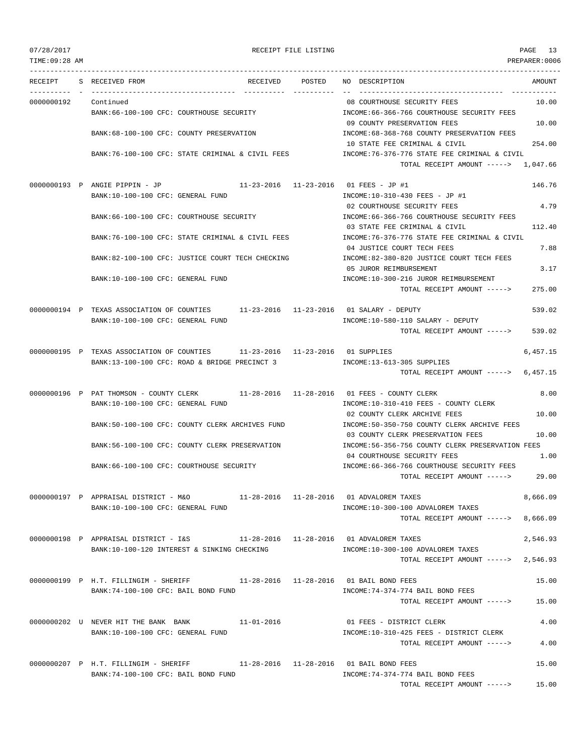| RECEIPT | S | RECEIVED FROM | RECEIVED | POSTED | NO | DESCRIPTION | AMOUNT |
|---|---|---|---|---|---|---|---|
| 0000000192 | | Continued | | | 08 | COURTHOUSE SECURITY FEES | 10.00 |
| | | BANK:66-100-100 CFC: COURTHOUSE SECURITY | | | | INCOME:66-366-766 COURTHOUSE SECURITY FEES | |
| | | | | | 09 | COUNTY PRESERVATION FEES | 10.00 |
| | | BANK:68-100-100 CFC: COUNTY PRESERVATION | | | | INCOME:68-368-768 COUNTY PRESERVATION FEES | |
| | | | | | 10 | STATE FEE CRIMINAL & CIVIL | 254.00 |
| | | BANK:76-100-100 CFC: STATE CRIMINAL & CIVIL FEES | | | | INCOME:76-376-776 STATE FEE CRIMINAL & CIVIL | |
| | | | | | | TOTAL RECEIPT AMOUNT -----> | 1,047.66 |
| 0000000193 | P | ANGIE PIPPIN - JP | 11-23-2016 | 11-23-2016 | 01 | FEES - JP #1 | 146.76 |
| | | BANK:10-100-100 CFC: GENERAL FUND | | | | INCOME:10-310-430 FEES - JP #1 | |
| | | | | | 02 | COURTHOUSE SECURITY FEES | 4.79 |
| | | BANK:66-100-100 CFC: COURTHOUSE SECURITY | | | | INCOME:66-366-766 COURTHOUSE SECURITY FEES | |
| | | | | | 03 | STATE FEE CRIMINAL & CIVIL | 112.40 |
| | | BANK:76-100-100 CFC: STATE CRIMINAL & CIVIL FEES | | | | INCOME:76-376-776 STATE FEE CRIMINAL & CIVIL | |
| | | | | | 04 | JUSTICE COURT TECH FEES | 7.88 |
| | | BANK:82-100-100 CFC: JUSTICE COURT TECH CHECKING | | | | INCOME:82-380-820 JUSTICE COURT TECH FEES | |
| | | | | | 05 | JUROR REIMBURSEMENT | 3.17 |
| | | BANK:10-100-100 CFC: GENERAL FUND | | | | INCOME:10-300-216 JUROR REIMBURSEMENT | |
| | | | | | | TOTAL RECEIPT AMOUNT -----> | 275.00 |
| 0000000194 | P | TEXAS ASSOCIATION OF COUNTIES | 11-23-2016 | 11-23-2016 | 01 | SALARY - DEPUTY | 539.02 |
| | | BANK:10-100-100 CFC: GENERAL FUND | | | | INCOME:10-580-110 SALARY - DEPUTY | |
| | | | | | | TOTAL RECEIPT AMOUNT -----> | 539.02 |
| 0000000195 | P | TEXAS ASSOCIATION OF COUNTIES | 11-23-2016 | 11-23-2016 | 01 | SUPPLIES | 6,457.15 |
| | | BANK:13-100-100 CFC: ROAD & BRIDGE PRECINCT 3 | | | | INCOME:13-613-305 SUPPLIES | |
| | | | | | | TOTAL RECEIPT AMOUNT -----> | 6,457.15 |
| 0000000196 | P | PAT THOMSON - COUNTY CLERK | 11-28-2016 | 11-28-2016 | 01 | FEES - COUNTY CLERK | 8.00 |
| | | BANK:10-100-100 CFC: GENERAL FUND | | | | INCOME:10-310-410 FEES - COUNTY CLERK | |
| | | | | | 02 | COUNTY CLERK ARCHIVE FEES | 10.00 |
| | | BANK:50-100-100 CFC: COUNTY CLERK ARCHIVES FUND | | | | INCOME:50-350-750 COUNTY CLERK ARCHIVE FEES | |
| | | | | | 03 | COUNTY CLERK PRESERVATION FEES | 10.00 |
| | | BANK:56-100-100 CFC: COUNTY CLERK PRESERVATION | | | | INCOME:56-356-756 COUNTY CLERK PRESERVATION FEES | |
| | | | | | 04 | COURTHOUSE SECURITY FEES | 1.00 |
| | | BANK:66-100-100 CFC: COURTHOUSE SECURITY | | | | INCOME:66-366-766 COURTHOUSE SECURITY FEES | |
| | | | | | | TOTAL RECEIPT AMOUNT -----> | 29.00 |
| 0000000197 | P | APPRAISAL DISTRICT - M&O | 11-28-2016 | 11-28-2016 | 01 | ADVALOREM TAXES | 8,666.09 |
| | | BANK:10-100-100 CFC: GENERAL FUND | | | | INCOME:10-300-100 ADVALOREM TAXES | |
| | | | | | | TOTAL RECEIPT AMOUNT -----> | 8,666.09 |
| 0000000198 | P | APPRAISAL DISTRICT - I&S | 11-28-2016 | 11-28-2016 | 01 | ADVALOREM TAXES | 2,546.93 |
| | | BANK:10-100-120 INTEREST & SINKING CHECKING | | | | INCOME:10-300-100 ADVALOREM TAXES | |
| | | | | | | TOTAL RECEIPT AMOUNT -----> | 2,546.93 |
| 0000000199 | P | H.T. FILLINGIM - SHERIFF | 11-28-2016 | 11-28-2016 | 01 | BAIL BOND FEES | 15.00 |
| | | BANK:74-100-100 CFC: BAIL BOND FUND | | | | INCOME:74-374-774 BAIL BOND FEES | |
| | | | | | | TOTAL RECEIPT AMOUNT -----> | 15.00 |
| 0000000202 | U | NEVER HIT THE BANK BANK | 11-01-2016 | | 01 | FEES - DISTRICT CLERK | 4.00 |
| | | BANK:10-100-100 CFC: GENERAL FUND | | | | INCOME:10-310-425 FEES - DISTRICT CLERK | |
| | | | | | | TOTAL RECEIPT AMOUNT -----> | 4.00 |
| 0000000207 | P | H.T. FILLINGIM - SHERIFF | 11-28-2016 | 11-28-2016 | 01 | BAIL BOND FEES | 15.00 |
| | | BANK:74-100-100 CFC: BAIL BOND FUND | | | | INCOME:74-374-774 BAIL BOND FEES | |
| | | | | | | TOTAL RECEIPT AMOUNT -----> | 15.00 |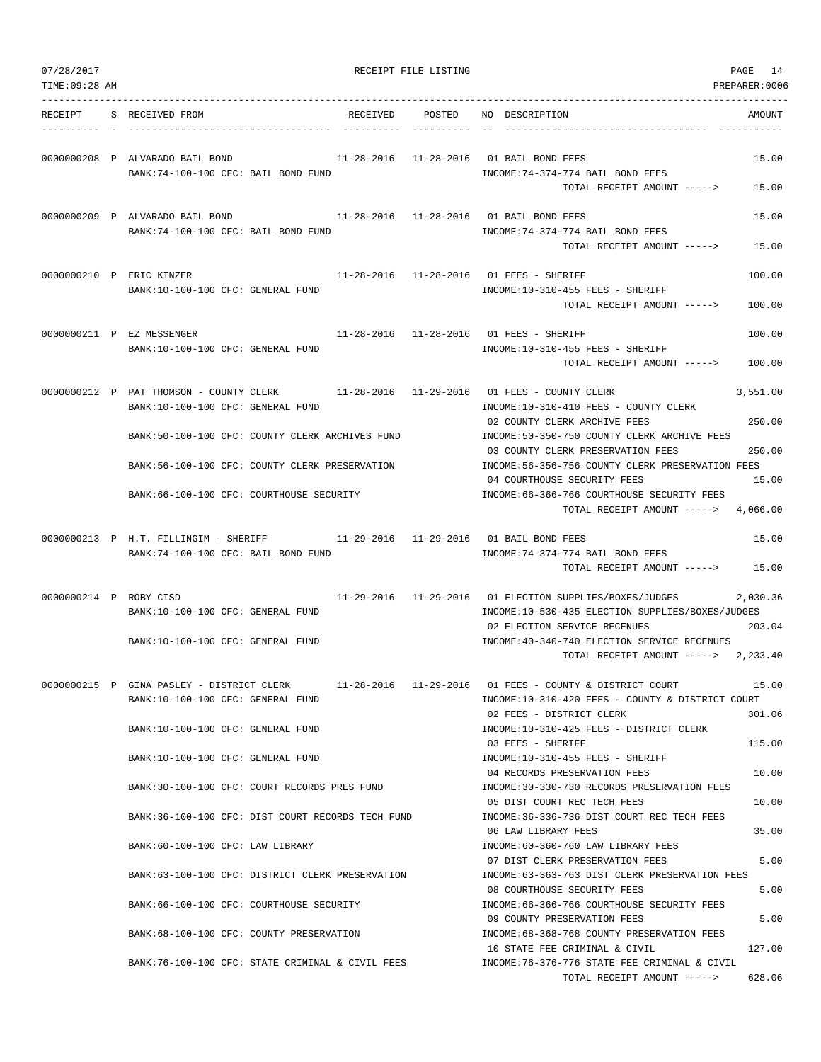RECEIPT FILE LISTING

| RECEIPT | S | RECEIVED FROM | RECEIVED | POSTED | NO | DESCRIPTION | AMOUNT |
|---|---|---|---|---|---|---|---|
| 0000000208 | P | ALVARADO BAIL BOND | 11-28-2016 | 11-28-2016 | 01 | BAIL BOND FEES | 15.00 |
| | | BANK:74-100-100 CFC: BAIL BOND FUND | | | | INCOME:74-374-774 BAIL BOND FEES | |
| | | | | | | TOTAL RECEIPT AMOUNT -----> | 15.00 |
| 0000000209 | P | ALVARADO BAIL BOND | 11-28-2016 | 11-28-2016 | 01 | BAIL BOND FEES | 15.00 |
| | | BANK:74-100-100 CFC: BAIL BOND FUND | | | | INCOME:74-374-774 BAIL BOND FEES | |
| | | | | | | TOTAL RECEIPT AMOUNT -----> | 15.00 |
| 0000000210 | P | ERIC KINZER | 11-28-2016 | 11-28-2016 | 01 | FEES - SHERIFF | 100.00 |
| | | BANK:10-100-100 CFC: GENERAL FUND | | | | INCOME:10-310-455 FEES - SHERIFF | |
| | | | | | | TOTAL RECEIPT AMOUNT -----> | 100.00 |
| 0000000211 | P | EZ MESSENGER | 11-28-2016 | 11-28-2016 | 01 | FEES - SHERIFF | 100.00 |
| | | BANK:10-100-100 CFC: GENERAL FUND | | | | INCOME:10-310-455 FEES - SHERIFF | |
| | | | | | | TOTAL RECEIPT AMOUNT -----> | 100.00 |
| 0000000212 | P | PAT THOMSON - COUNTY CLERK | 11-28-2016 | 11-29-2016 | 01 | FEES - COUNTY CLERK | 3,551.00 |
| | | BANK:10-100-100 CFC: GENERAL FUND | | | | INCOME:10-310-410 FEES - COUNTY CLERK | |
| | | | | | 02 | COUNTY CLERK ARCHIVE FEES | 250.00 |
| | | BANK:50-100-100 CFC: COUNTY CLERK ARCHIVES FUND | | | | INCOME:50-350-750 COUNTY CLERK ARCHIVE FEES | |
| | | | | | 03 | COUNTY CLERK PRESERVATION FEES | 250.00 |
| | | BANK:56-100-100 CFC: COUNTY CLERK PRESERVATION | | | | INCOME:56-356-756 COUNTY CLERK PRESERVATION FEES | |
| | | | | | 04 | COURTHOUSE SECURITY FEES | 15.00 |
| | | BANK:66-100-100 CFC: COURTHOUSE SECURITY | | | | INCOME:66-366-766 COURTHOUSE SECURITY FEES | |
| | | | | | | TOTAL RECEIPT AMOUNT -----> | 4,066.00 |
| 0000000213 | P | H.T. FILLINGIM - SHERIFF | 11-29-2016 | 11-29-2016 | 01 | BAIL BOND FEES | 15.00 |
| | | BANK:74-100-100 CFC: BAIL BOND FUND | | | | INCOME:74-374-774 BAIL BOND FEES | |
| | | | | | | TOTAL RECEIPT AMOUNT -----> | 15.00 |
| 0000000214 | P | ROBY CISD | 11-29-2016 | 11-29-2016 | 01 | ELECTION SUPPLIES/BOXES/JUDGES | 2,030.36 |
| | | BANK:10-100-100 CFC: GENERAL FUND | | | | INCOME:10-530-435 ELECTION SUPPLIES/BOXES/JUDGES | |
| | | | | | 02 | ELECTION SERVICE RECENUES | 203.04 |
| | | BANK:10-100-100 CFC: GENERAL FUND | | | | INCOME:40-340-740 ELECTION SERVICE RECENUES | |
| | | | | | | TOTAL RECEIPT AMOUNT -----> | 2,233.40 |
| 0000000215 | P | GINA PASLEY - DISTRICT CLERK | 11-28-2016 | 11-29-2016 | 01 | FEES - COUNTY & DISTRICT COURT | 15.00 |
| | | BANK:10-100-100 CFC: GENERAL FUND | | | | INCOME:10-310-420 FEES - COUNTY & DISTRICT COURT | |
| | | | | | 02 | FEES - DISTRICT CLERK | 301.06 |
| | | BANK:10-100-100 CFC: GENERAL FUND | | | | INCOME:10-310-425 FEES - DISTRICT CLERK | |
| | | | | | 03 | FEES - SHERIFF | 115.00 |
| | | BANK:10-100-100 CFC: GENERAL FUND | | | | INCOME:10-310-455 FEES - SHERIFF | |
| | | | | | 04 | RECORDS PRESERVATION FEES | 10.00 |
| | | BANK:30-100-100 CFC: COURT RECORDS PRES FUND | | | | INCOME:30-330-730 RECORDS PRESERVATION FEES | |
| | | | | | 05 | DIST COURT REC TECH FEES | 10.00 |
| | | BANK:36-100-100 CFC: DIST COURT RECORDS TECH FUND | | | | INCOME:36-336-736 DIST COURT REC TECH FEES | |
| | | | | | 06 | LAW LIBRARY FEES | 35.00 |
| | | BANK:60-100-100 CFC: LAW LIBRARY | | | | INCOME:60-360-760 LAW LIBRARY FEES | |
| | | | | | 07 | DIST CLERK PRESERVATION FEES | 5.00 |
| | | BANK:63-100-100 CFC: DISTRICT CLERK PRESERVATION | | | | INCOME:63-363-763 DIST CLERK PRESERVATION FEES | |
| | | | | | 08 | COURTHOUSE SECURITY FEES | 5.00 |
| | | BANK:66-100-100 CFC: COURTHOUSE SECURITY | | | | INCOME:66-366-766 COURTHOUSE SECURITY FEES | |
| | | | | | 09 | COUNTY PRESERVATION FEES | 5.00 |
| | | BANK:68-100-100 CFC: COUNTY PRESERVATION | | | | INCOME:68-368-768 COUNTY PRESERVATION FEES | |
| | | | | | 10 | STATE FEE CRIMINAL & CIVIL | 127.00 |
| | | BANK:76-100-100 CFC: STATE CRIMINAL & CIVIL FEES | | | | INCOME:76-376-776 STATE FEE CRIMINAL & CIVIL | |
| | | | | | | TOTAL RECEIPT AMOUNT -----> | 628.06 |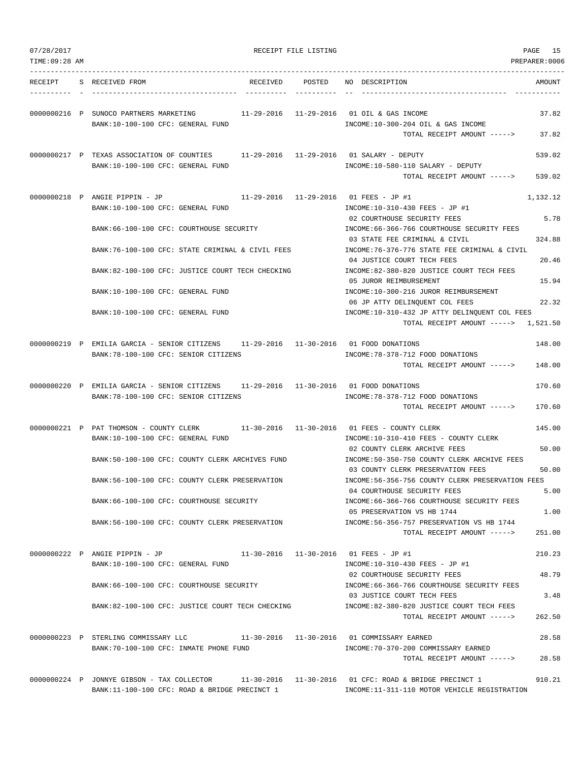RECEIPT FILE LISTING

| RECEIPT | S | RECEIVED FROM | RECEIVED | POSTED | NO | DESCRIPTION | AMOUNT |
|---|---|---|---|---|---|---|---|
| 0000000216 | P | SUNOCO PARTNERS MARKETING | 11-29-2016 | 11-29-2016 | 01 | OIL & GAS INCOME | 37.82 |
| | | BANK:10-100-100 CFC: GENERAL FUND | | | | INCOME:10-300-204 OIL & GAS INCOME | |
| | | | | | | TOTAL RECEIPT AMOUNT -----> | 37.82 |
| 0000000217 | P | TEXAS ASSOCIATION OF COUNTIES | 11-29-2016 | 11-29-2016 | 01 | SALARY - DEPUTY | 539.02 |
| | | BANK:10-100-100 CFC: GENERAL FUND | | | | INCOME:10-580-110 SALARY - DEPUTY | |
| | | | | | | TOTAL RECEIPT AMOUNT -----> | 539.02 |
| 0000000218 | P | ANGIE PIPPIN - JP | 11-29-2016 | 11-29-2016 | 01 | FEES - JP #1 | 1,132.12 |
| | | BANK:10-100-100 CFC: GENERAL FUND | | | | INCOME:10-310-430 FEES - JP #1 | |
| | | | | | 02 | COURTHOUSE SECURITY FEES | 5.78 |
| | | BANK:66-100-100 CFC: COURTHOUSE SECURITY | | | | INCOME:66-366-766 COURTHOUSE SECURITY FEES | |
| | | | | | 03 | STATE FEE CRIMINAL & CIVIL | 324.88 |
| | | BANK:76-100-100 CFC: STATE CRIMINAL & CIVIL FEES | | | | INCOME:76-376-776 STATE FEE CRIMINAL & CIVIL | |
| | | | | | 04 | JUSTICE COURT TECH FEES | 20.46 |
| | | BANK:82-100-100 CFC: JUSTICE COURT TECH CHECKING | | | | INCOME:82-380-820 JUSTICE COURT TECH FEES | |
| | | | | | 05 | JUROR REIMBURSEMENT | 15.94 |
| | | BANK:10-100-100 CFC: GENERAL FUND | | | | INCOME:10-300-216 JUROR REIMBURSEMENT | |
| | | | | | 06 | JP ATTY DELINQUENT COL FEES | 22.32 |
| | | BANK:10-100-100 CFC: GENERAL FUND | | | | INCOME:10-310-432 JP ATTY DELINQUENT COL FEES | |
| | | | | | | TOTAL RECEIPT AMOUNT -----> | 1,521.50 |
| 0000000219 | P | EMILIA GARCIA - SENIOR CITIZENS | 11-29-2016 | 11-30-2016 | 01 | FOOD DONATIONS | 148.00 |
| | | BANK:78-100-100 CFC: SENIOR CITIZENS | | | | INCOME:78-378-712 FOOD DONATIONS | |
| | | | | | | TOTAL RECEIPT AMOUNT -----> | 148.00 |
| 0000000220 | P | EMILIA GARCIA - SENIOR CITIZENS | 11-29-2016 | 11-30-2016 | 01 | FOOD DONATIONS | 170.60 |
| | | BANK:78-100-100 CFC: SENIOR CITIZENS | | | | INCOME:78-378-712 FOOD DONATIONS | |
| | | | | | | TOTAL RECEIPT AMOUNT -----> | 170.60 |
| 0000000221 | P | PAT THOMSON - COUNTY CLERK | 11-30-2016 | 11-30-2016 | 01 | FEES - COUNTY CLERK | 145.00 |
| | | BANK:10-100-100 CFC: GENERAL FUND | | | | INCOME:10-310-410 FEES - COUNTY CLERK | |
| | | | | | 02 | COUNTY CLERK ARCHIVE FEES | 50.00 |
| | | BANK:50-100-100 CFC: COUNTY CLERK ARCHIVES FUND | | | | INCOME:50-350-750 COUNTY CLERK ARCHIVE FEES | |
| | | | | | 03 | COUNTY CLERK PRESERVATION FEES | 50.00 |
| | | BANK:56-100-100 CFC: COUNTY CLERK PRESERVATION | | | | INCOME:56-356-756 COUNTY CLERK PRESERVATION FEES | |
| | | | | | 04 | COURTHOUSE SECURITY FEES | 5.00 |
| | | BANK:66-100-100 CFC: COURTHOUSE SECURITY | | | | INCOME:66-366-766 COURTHOUSE SECURITY FEES | |
| | | | | | 05 | PRESERVATION VS HB 1744 | 1.00 |
| | | BANK:56-100-100 CFC: COUNTY CLERK PRESERVATION | | | | INCOME:56-356-757 PRESERVATION VS HB 1744 | |
| | | | | | | TOTAL RECEIPT AMOUNT -----> | 251.00 |
| 0000000222 | P | ANGIE PIPPIN - JP | 11-30-2016 | 11-30-2016 | 01 | FEES - JP #1 | 210.23 |
| | | BANK:10-100-100 CFC: GENERAL FUND | | | | INCOME:10-310-430 FEES - JP #1 | |
| | | | | | 02 | COURTHOUSE SECURITY FEES | 48.79 |
| | | BANK:66-100-100 CFC: COURTHOUSE SECURITY | | | | INCOME:66-366-766 COURTHOUSE SECURITY FEES | |
| | | | | | 03 | JUSTICE COURT TECH FEES | 3.48 |
| | | BANK:82-100-100 CFC: JUSTICE COURT TECH CHECKING | | | | INCOME:82-380-820 JUSTICE COURT TECH FEES | |
| | | | | | | TOTAL RECEIPT AMOUNT -----> | 262.50 |
| 0000000223 | P | STERLING COMMISSARY LLC | 11-30-2016 | 11-30-2016 | 01 | COMMISSARY EARNED | 28.58 |
| | | BANK:70-100-100 CFC: INMATE PHONE FUND | | | | INCOME:70-370-200 COMMISSARY EARNED | |
| | | | | | | TOTAL RECEIPT AMOUNT -----> | 28.58 |
| 0000000224 | P | JONNYE GIBSON - TAX COLLECTOR | 11-30-2016 | 11-30-2016 | 01 | CFC: ROAD & BRIDGE PRECINCT 1 | 910.21 |
| | | BANK:11-100-100 CFC: ROAD & BRIDGE PRECINCT 1 | | | | INCOME:11-311-110 MOTOR VEHICLE REGISTRATION | |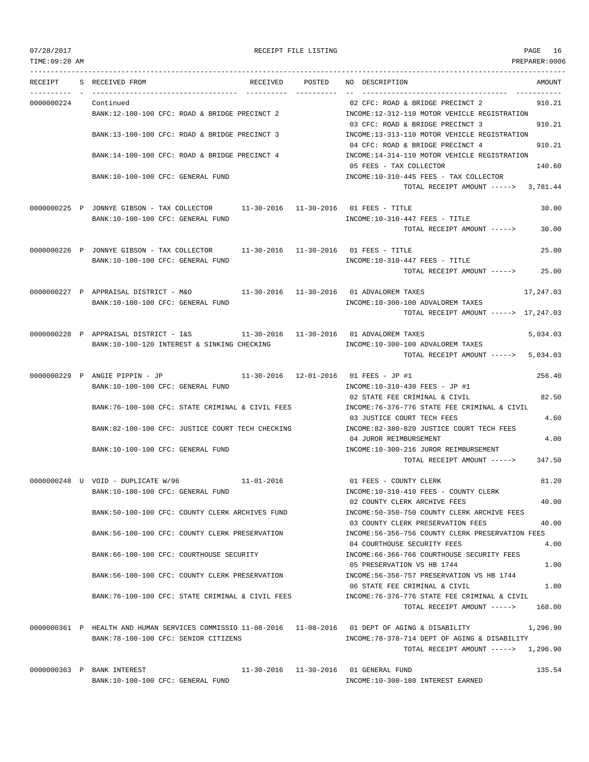RECEIPT FILE LISTING

| RECEIPT | S | RECEIVED FROM | RECEIVED | POSTED | NO | DESCRIPTION | AMOUNT |
|---|---|---|---|---|---|---|---|
| 0000000224 | | Continued | | | 02 | CFC: ROAD & BRIDGE PRECINCT 2 | 910.21 |
| | | BANK:12-100-100 CFC: ROAD & BRIDGE PRECINCT 2 | | | | INCOME:12-312-110 MOTOR VEHICLE REGISTRATION | |
| | | | | | 03 | CFC: ROAD & BRIDGE PRECINCT 3 | 910.21 |
| | | BANK:13-100-100 CFC: ROAD & BRIDGE PRECINCT 3 | | | | INCOME:13-313-110 MOTOR VEHICLE REGISTRATION | |
| | | | | | 04 | CFC: ROAD & BRIDGE PRECINCT 4 | 910.21 |
| | | BANK:14-100-100 CFC: ROAD & BRIDGE PRECINCT 4 | | | | INCOME:14-314-110 MOTOR VEHICLE REGISTRATION | |
| | | | | | 05 | FEES - TAX COLLECTOR | 140.60 |
| | | BANK:10-100-100 CFC: GENERAL FUND | | | | INCOME:10-310-445 FEES - TAX COLLECTOR | |
| | | | | | | TOTAL RECEIPT AMOUNT -----> | 3,781.44 |
| 0000000225 | P | JONNYE GIBSON - TAX COLLECTOR | 11-30-2016 | 11-30-2016 | 01 | FEES - TITLE | 30.00 |
| | | BANK:10-100-100 CFC: GENERAL FUND | | | | INCOME:10-310-447 FEES - TITLE | |
| | | | | | | TOTAL RECEIPT AMOUNT -----> | 30.00 |
| 0000000226 | P | JONNYE GIBSON - TAX COLLECTOR | 11-30-2016 | 11-30-2016 | 01 | FEES - TITLE | 25.00 |
| | | BANK:10-100-100 CFC: GENERAL FUND | | | | INCOME:10-310-447 FEES - TITLE | |
| | | | | | | TOTAL RECEIPT AMOUNT -----> | 25.00 |
| 0000000227 | P | APPRAISAL DISTRICT - M&O | 11-30-2016 | 11-30-2016 | 01 | ADVALOREM TAXES | 17,247.03 |
| | | BANK:10-100-100 CFC: GENERAL FUND | | | | INCOME:10-300-100 ADVALOREM TAXES | |
| | | | | | | TOTAL RECEIPT AMOUNT -----> | 17,247.03 |
| 0000000228 | P | APPRAISAL DISTRICT - I&S | 11-30-2016 | 11-30-2016 | 01 | ADVALOREM TAXES | 5,034.03 |
| | | BANK:10-100-120 INTEREST & SINKING CHECKING | | | | INCOME:10-300-100 ADVALOREM TAXES | |
| | | | | | | TOTAL RECEIPT AMOUNT -----> | 5,034.03 |
| 0000000229 | P | ANGIE PIPPIN - JP | 11-30-2016 | 12-01-2016 | 01 | FEES - JP #1 | 256.40 |
| | | BANK:10-100-100 CFC: GENERAL FUND | | | | INCOME:10-310-430 FEES - JP #1 | |
| | | | | | 02 | STATE FEE CRIMINAL & CIVIL | 82.50 |
| | | BANK:76-100-100 CFC: STATE CRIMINAL & CIVIL FEES | | | | INCOME:76-376-776 STATE FEE CRIMINAL & CIVIL | |
| | | | | | 03 | JUSTICE COURT TECH FEES | 4.60 |
| | | BANK:82-100-100 CFC: JUSTICE COURT TECH CHECKING | | | | INCOME:82-380-820 JUSTICE COURT TECH FEES | |
| | | | | | 04 | JUROR REIMBURSEMENT | 4.00 |
| | | BANK:10-100-100 CFC: GENERAL FUND | | | | INCOME:10-300-216 JUROR REIMBURSEMENT | |
| | | | | | | TOTAL RECEIPT AMOUNT -----> | 347.50 |
| 0000000248 | U | VOID - DUPLICATE W/96 | 11-01-2016 | | 01 | FEES - COUNTY CLERK | 81.20 |
| | | BANK:10-100-100 CFC: GENERAL FUND | | | | INCOME:10-310-410 FEES - COUNTY CLERK | |
| | | | | | 02 | COUNTY CLERK ARCHIVE FEES | 40.00 |
| | | BANK:50-100-100 CFC: COUNTY CLERK ARCHIVES FUND | | | | INCOME:50-350-750 COUNTY CLERK ARCHIVE FEES | |
| | | | | | 03 | COUNTY CLERK PRESERVATION FEES | 40.00 |
| | | BANK:56-100-100 CFC: COUNTY CLERK PRESERVATION | | | | INCOME:56-356-756 COUNTY CLERK PRESERVATION FEES | |
| | | | | | 04 | COURTHOUSE SECURITY FEES | 4.00 |
| | | BANK:66-100-100 CFC: COURTHOUSE SECURITY | | | | INCOME:66-366-766 COURTHOUSE SECURITY FEES | |
| | | | | | 05 | PRESERVATION VS HB 1744 | 1.00 |
| | | BANK:56-100-100 CFC: COUNTY CLERK PRESERVATION | | | | INCOME:56-356-757 PRESERVATION VS HB 1744 | |
| | | | | | 06 | STATE FEE CRIMINAL & CIVIL | 1.80 |
| | | BANK:76-100-100 CFC: STATE CRIMINAL & CIVIL FEES | | | | INCOME:76-376-776 STATE FEE CRIMINAL & CIVIL | |
| | | | | | | TOTAL RECEIPT AMOUNT -----> | 168.00 |
| 0000000361 | P | HEALTH AND HUMAN SERVICES COMMISSIO | 11-08-2016 | 11-08-2016 | 01 | DEPT OF AGING & DISABILITY | 1,296.90 |
| | | BANK:78-100-100 CFC: SENIOR CITIZENS | | | | INCOME:78-378-714 DEPT OF AGING & DISABILITY | |
| | | | | | | TOTAL RECEIPT AMOUNT -----> | 1,296.90 |
| 0000000363 | P | BANK INTEREST | 11-30-2016 | 11-30-2016 | 01 | GENERAL FUND | 135.54 |
| | | BANK:10-100-100 CFC: GENERAL FUND | | | | INCOME:10-300-180 INTEREST EARNED | |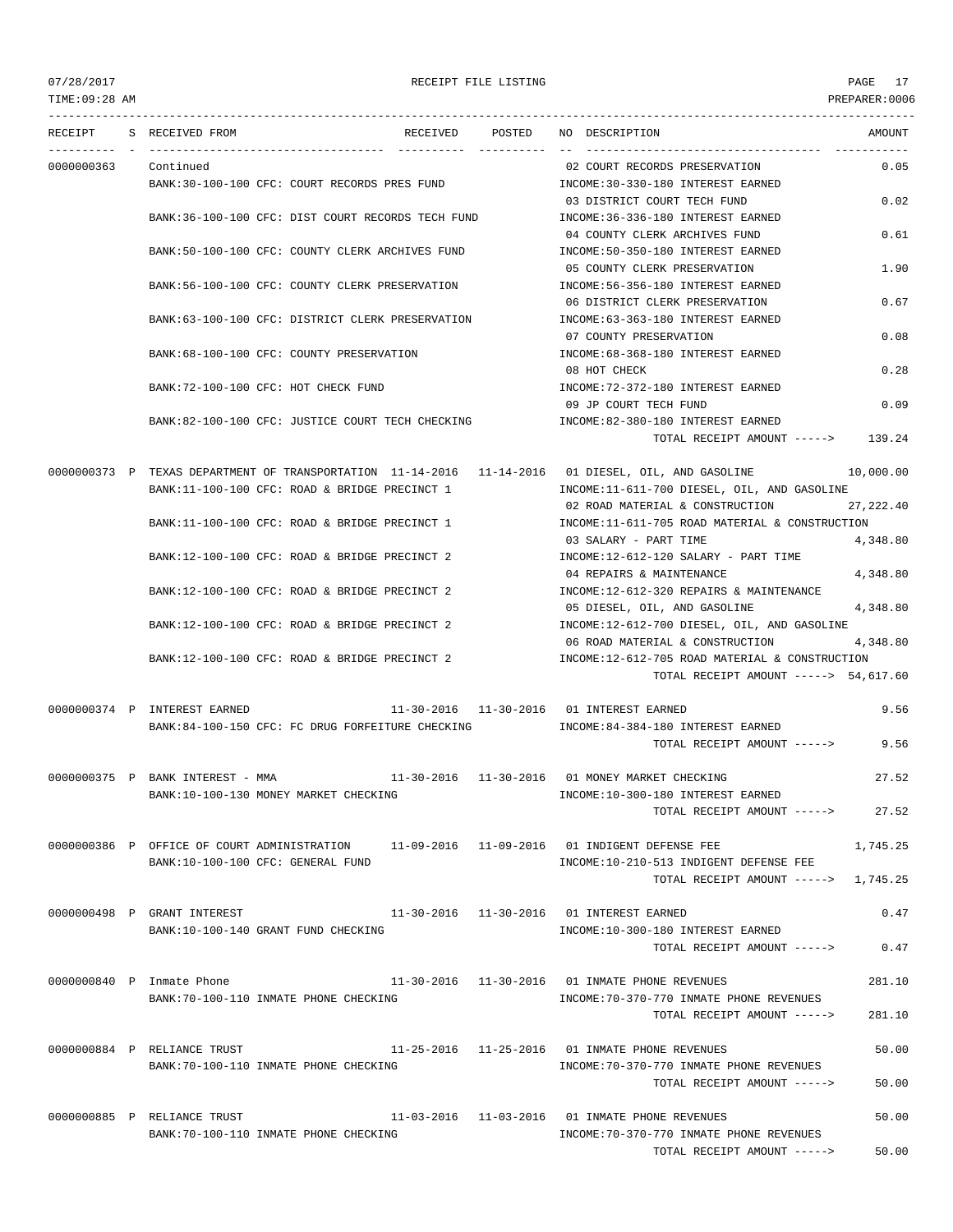| RECEIPT | S | RECEIVED FROM | RECEIVED | POSTED | NO | DESCRIPTION | AMOUNT |
|---|---|---|---|---|---|---|---|
| 0000000363 | | Continued | | | 02 | COURT RECORDS PRESERVATION | 0.05 |
| | | BANK:30-100-100 CFC: COURT RECORDS PRES FUND | | | | INCOME:30-330-180 INTEREST EARNED | |
| | | | | | 03 | DISTRICT COURT TECH FUND | 0.02 |
| | | BANK:36-100-100 CFC: DIST COURT RECORDS TECH FUND | | | | INCOME:36-336-180 INTEREST EARNED | |
| | | | | | 04 | COUNTY CLERK ARCHIVES FUND | 0.61 |
| | | BANK:50-100-100 CFC: COUNTY CLERK ARCHIVES FUND | | | | INCOME:50-350-180 INTEREST EARNED | |
| | | | | | 05 | COUNTY CLERK PRESERVATION | 1.90 |
| | | BANK:56-100-100 CFC: COUNTY CLERK PRESERVATION | | | | INCOME:56-356-180 INTEREST EARNED | |
| | | | | | 06 | DISTRICT CLERK PRESERVATION | 0.67 |
| | | BANK:63-100-100 CFC: DISTRICT CLERK PRESERVATION | | | | INCOME:63-363-180 INTEREST EARNED | |
| | | | | | 07 | COUNTY PRESERVATION | 0.08 |
| | | BANK:68-100-100 CFC: COUNTY PRESERVATION | | | | INCOME:68-368-180 INTEREST EARNED | |
| | | | | | 08 | HOT CHECK | 0.28 |
| | | BANK:72-100-100 CFC: HOT CHECK FUND | | | | INCOME:72-372-180 INTEREST EARNED | |
| | | | | | 09 | JP COURT TECH FUND | 0.09 |
| | | BANK:82-100-100 CFC: JUSTICE COURT TECH CHECKING | | | | INCOME:82-380-180 INTEREST EARNED | |
| | | | | | | TOTAL RECEIPT AMOUNT -----> | 139.24 |
| 0000000373 | P | TEXAS DEPARTMENT OF TRANSPORTATION | 11-14-2016 | 11-14-2016 | 01 | DIESEL, OIL, AND GASOLINE | 10,000.00 |
| | | BANK:11-100-100 CFC: ROAD & BRIDGE PRECINCT 1 | | | | INCOME:11-611-700 DIESEL, OIL, AND GASOLINE | |
| | | | | | 02 | ROAD MATERIAL & CONSTRUCTION | 27,222.40 |
| | | BANK:11-100-100 CFC: ROAD & BRIDGE PRECINCT 1 | | | | INCOME:11-611-705 ROAD MATERIAL & CONSTRUCTION | |
| | | | | | 03 | SALARY - PART TIME | 4,348.80 |
| | | BANK:12-100-100 CFC: ROAD & BRIDGE PRECINCT 2 | | | | INCOME:12-612-120 SALARY - PART TIME | |
| | | | | | 04 | REPAIRS & MAINTENANCE | 4,348.80 |
| | | BANK:12-100-100 CFC: ROAD & BRIDGE PRECINCT 2 | | | | INCOME:12-612-320 REPAIRS & MAINTENANCE | |
| | | | | | 05 | DIESEL, OIL, AND GASOLINE | 4,348.80 |
| | | BANK:12-100-100 CFC: ROAD & BRIDGE PRECINCT 2 | | | | INCOME:12-612-700 DIESEL, OIL, AND GASOLINE | |
| | | | | | 06 | ROAD MATERIAL & CONSTRUCTION | 4,348.80 |
| | | BANK:12-100-100 CFC: ROAD & BRIDGE PRECINCT 2 | | | | INCOME:12-612-705 ROAD MATERIAL & CONSTRUCTION | |
| | | | | | | TOTAL RECEIPT AMOUNT -----> | 54,617.60 |
| 0000000374 | P | INTEREST EARNED | 11-30-2016 | 11-30-2016 | 01 | INTEREST EARNED | 9.56 |
| | | BANK:84-100-150 CFC: FC DRUG FORFEITURE CHECKING | | | | INCOME:84-384-180 INTEREST EARNED | |
| | | | | | | TOTAL RECEIPT AMOUNT -----> | 9.56 |
| 0000000375 | P | BANK INTEREST - MMA | 11-30-2016 | 11-30-2016 | 01 | MONEY MARKET CHECKING | 27.52 |
| | | BANK:10-100-130 MONEY MARKET CHECKING | | | | INCOME:10-300-180 INTEREST EARNED | |
| | | | | | | TOTAL RECEIPT AMOUNT -----> | 27.52 |
| 0000000386 | P | OFFICE OF COURT ADMINISTRATION | 11-09-2016 | 11-09-2016 | 01 | INDIGENT DEFENSE FEE | 1,745.25 |
| | | BANK:10-100-100 CFC: GENERAL FUND | | | | INCOME:10-210-513 INDIGENT DEFENSE FEE | |
| | | | | | | TOTAL RECEIPT AMOUNT -----> | 1,745.25 |
| 0000000498 | P | GRANT INTEREST | 11-30-2016 | 11-30-2016 | 01 | INTEREST EARNED | 0.47 |
| | | BANK:10-100-140 GRANT FUND CHECKING | | | | INCOME:10-300-180 INTEREST EARNED | |
| | | | | | | TOTAL RECEIPT AMOUNT -----> | 0.47 |
| 0000000840 | P | Inmate Phone | 11-30-2016 | 11-30-2016 | 01 | INMATE PHONE REVENUES | 281.10 |
| | | BANK:70-100-110 INMATE PHONE CHECKING | | | | INCOME:70-370-770 INMATE PHONE REVENUES | |
| | | | | | | TOTAL RECEIPT AMOUNT -----> | 281.10 |
| 0000000884 | P | RELIANCE TRUST | 11-25-2016 | 11-25-2016 | 01 | INMATE PHONE REVENUES | 50.00 |
| | | BANK:70-100-110 INMATE PHONE CHECKING | | | | INCOME:70-370-770 INMATE PHONE REVENUES | |
| | | | | | | TOTAL RECEIPT AMOUNT -----> | 50.00 |
| 0000000885 | P | RELIANCE TRUST | 11-03-2016 | 11-03-2016 | 01 | INMATE PHONE REVENUES | 50.00 |
| | | BANK:70-100-110 INMATE PHONE CHECKING | | | | INCOME:70-370-770 INMATE PHONE REVENUES | |
| | | | | | | TOTAL RECEIPT AMOUNT -----> | 50.00 |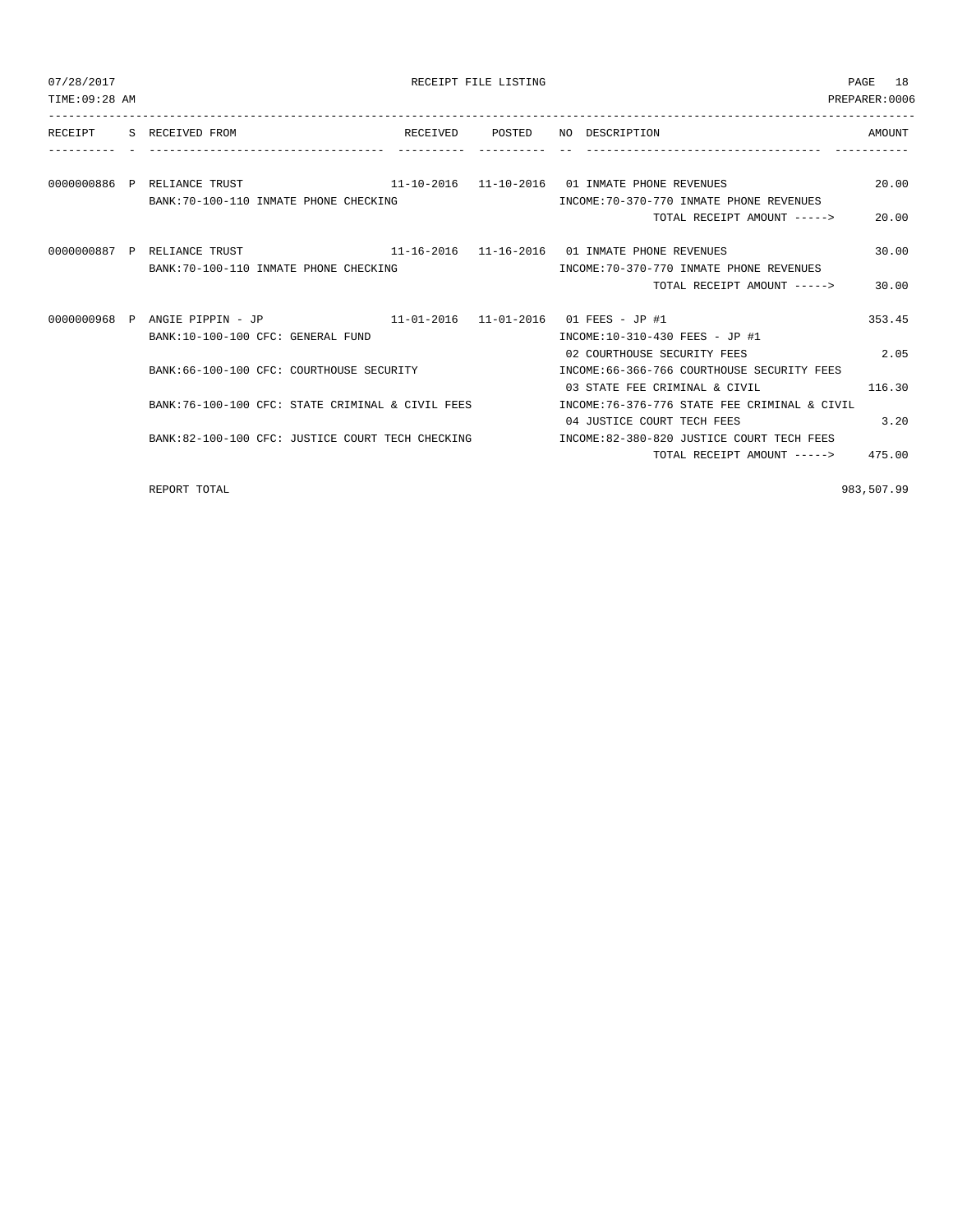RECEIPT FILE LISTING

PREPARER:0006

| RECEIPT | S | RECEIVED FROM | RECEIVED | POSTED | NO | DESCRIPTION | AMOUNT |
|---|---|---|---|---|---|---|---|
| 0000000886 | P | RELIANCE TRUST | 11-10-2016 | 11-10-2016 | 01 | INMATE PHONE REVENUES | 20.00 |
| | | BANK:70-100-110 INMATE PHONE CHECKING | | | | INCOME:70-370-770 INMATE PHONE REVENUES | |
| | | | | | | TOTAL RECEIPT AMOUNT -----> | 20.00 |
| 0000000887 | P | RELIANCE TRUST | 11-16-2016 | 11-16-2016 | 01 | INMATE PHONE REVENUES | 30.00 |
| | | BANK:70-100-110 INMATE PHONE CHECKING | | | | INCOME:70-370-770 INMATE PHONE REVENUES | |
| | | | | | | TOTAL RECEIPT AMOUNT -----> | 30.00 |
| 0000000968 | P | ANGIE PIPPIN - JP | 11-01-2016 | 11-01-2016 | 01 | FEES - JP #1 | 353.45 |
| | | BANK:10-100-100 CFC: GENERAL FUND | | | | INCOME:10-310-430 FEES - JP #1 | |
| | | | | | 02 | COURTHOUSE SECURITY FEES | 2.05 |
| | | BANK:66-100-100 CFC: COURTHOUSE SECURITY | | | | INCOME:66-366-766 COURTHOUSE SECURITY FEES | |
| | | | | | 03 | STATE FEE CRIMINAL & CIVIL | 116.30 |
| | | BANK:76-100-100 CFC: STATE CRIMINAL & CIVIL FEES | | | | INCOME:76-376-776 STATE FEE CRIMINAL & CIVIL | |
| | | | | | 04 | JUSTICE COURT TECH FEES | 3.20 |
| | | BANK:82-100-100 CFC: JUSTICE COURT TECH CHECKING | | | | INCOME:82-380-820 JUSTICE COURT TECH FEES | |
| | | | | | | TOTAL RECEIPT AMOUNT -----> | 475.00 |
| | | REPORT TOTAL | | | | | 983,507.99 |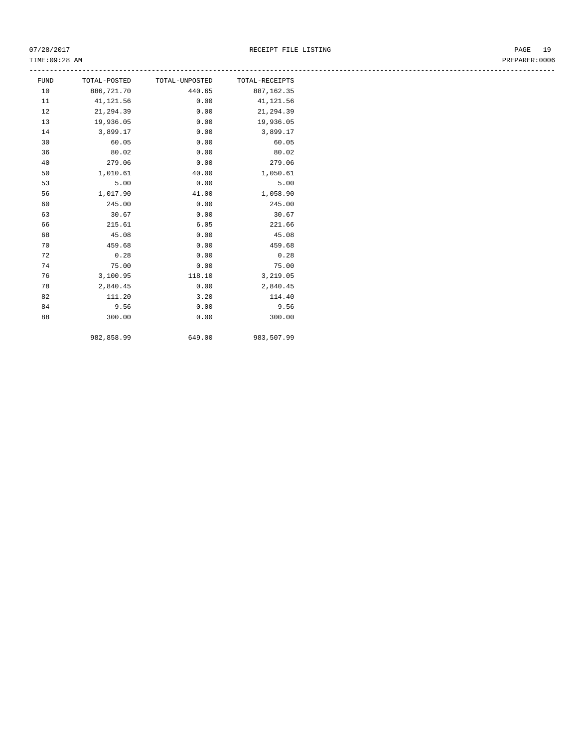07/28/2017 RECEIPT FILE LISTING

TIME:09:28 AM PREPARER:0006

| FUND | TOTAL-POSTED | TOTAL-UNPOSTED | TOTAL-RECEIPTS |
|---|---|---|---|
| 10 | 886,721.70 | 440.65 | 887,162.35 |
| 11 | 41,121.56 | 0.00 | 41,121.56 |
| 12 | 21,294.39 | 0.00 | 21,294.39 |
| 13 | 19,936.05 | 0.00 | 19,936.05 |
| 14 | 3,899.17 | 0.00 | 3,899.17 |
| 30 | 60.05 | 0.00 | 60.05 |
| 36 | 80.02 | 0.00 | 80.02 |
| 40 | 279.06 | 0.00 | 279.06 |
| 50 | 1,010.61 | 40.00 | 1,050.61 |
| 53 | 5.00 | 0.00 | 5.00 |
| 56 | 1,017.90 | 41.00 | 1,058.90 |
| 60 | 245.00 | 0.00 | 245.00 |
| 63 | 30.67 | 0.00 | 30.67 |
| 66 | 215.61 | 6.05 | 221.66 |
| 68 | 45.08 | 0.00 | 45.08 |
| 70 | 459.68 | 0.00 | 459.68 |
| 72 | 0.28 | 0.00 | 0.28 |
| 74 | 75.00 | 0.00 | 75.00 |
| 76 | 3,100.95 | 118.10 | 3,219.05 |
| 78 | 2,840.45 | 0.00 | 2,840.45 |
| 82 | 111.20 | 3.20 | 114.40 |
| 84 | 9.56 | 0.00 | 9.56 |
| 88 | 300.00 | 0.00 | 300.00 |
| | 982,858.99 | 649.00 | 983,507.99 |